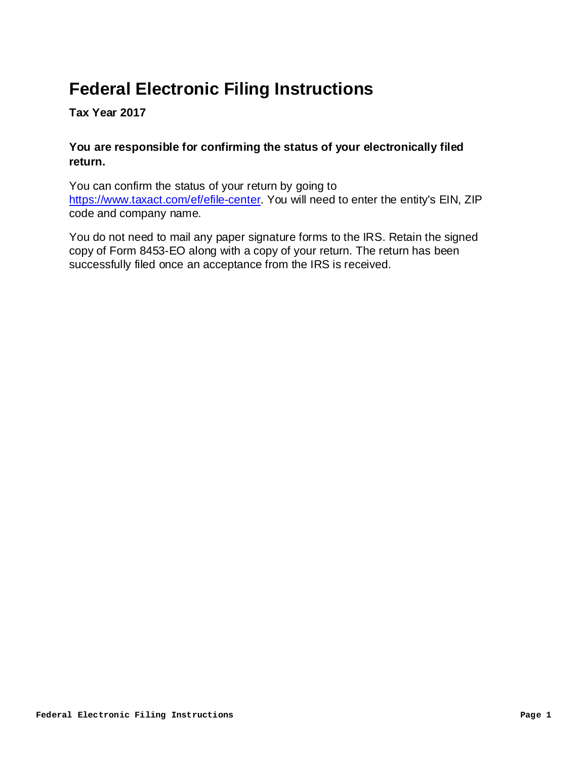# Federal Electronic Filing Instructions

**Tax Year 2017**

**You are responsible for confirming the status of your electronically filed return.**

You can confirm the status of your return by going to https://www.taxact.com/ef/efile-center. You will need to enter the entity's EIN, ZIP code and company name.

You do not need to mail any paper signature forms to the IRS. Retain the signed copy of Form 8453-EO along with a copy of your return. The return has been successfully filed once an acceptance from the IRS is received.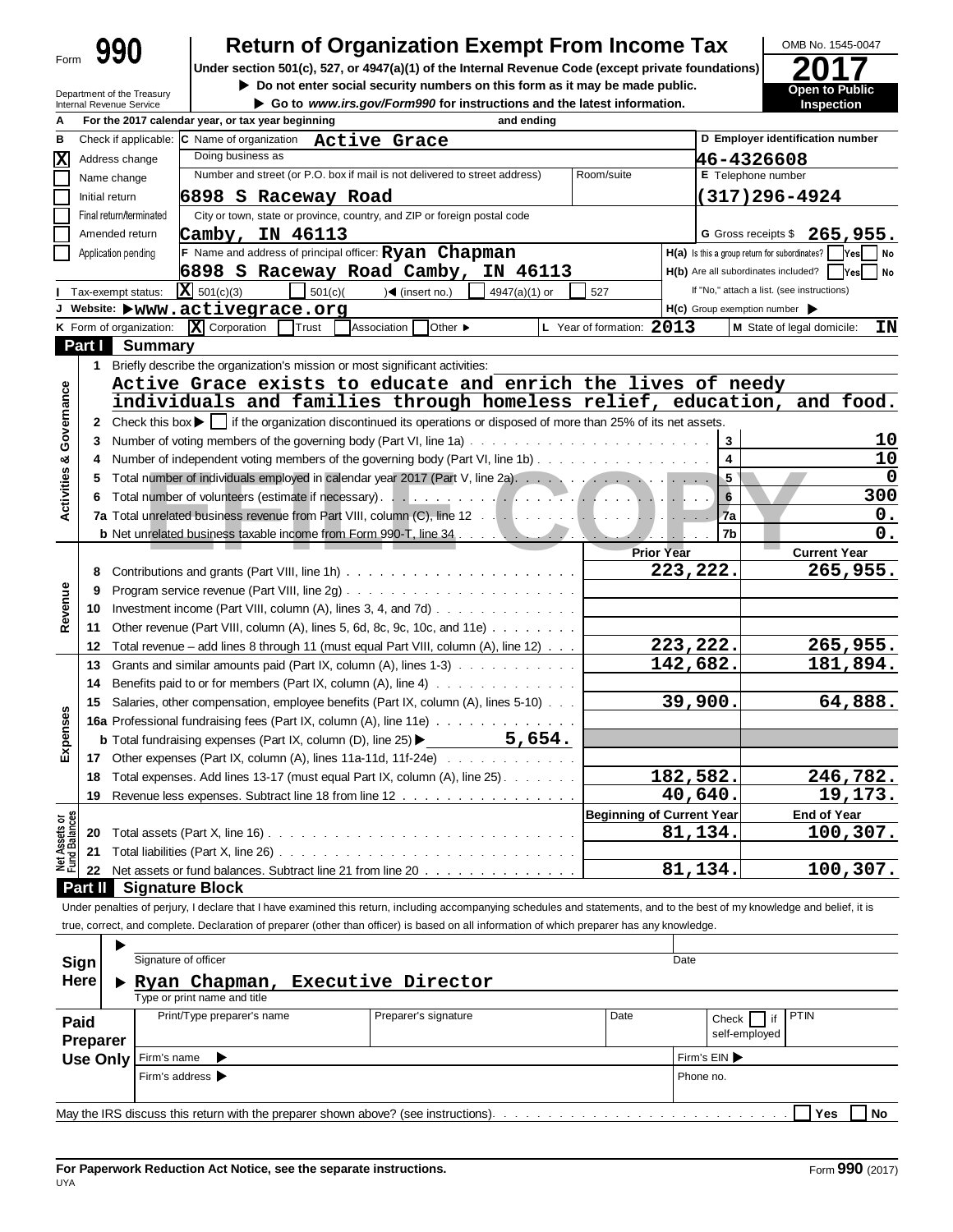Form **990**

# Return of Organization Exempt From Income Tax

**Under section 501(c), 527, or 4947(a)(1) of the Internal Revenue Code (except private foundations)**

▶ Do not enter social security numbers on this form as it may be made public.

▶ Go to *www.irs.gov/Form990* for instructions and the latest information.

OMB No. 1545-0047

**2017**

**Open to Public Inspection**

Department of the Treasury
Internal Revenue Service

**A** For the 2017 calendar year, or tax year beginning and ending

**B** Check if applicable:
- [X] Address change
- [ ] Name change
- [ ] Initial return
- [ ] Final return/terminated
- [ ] Amended return
- [ ] Application pending

**C** Name of organization: **Active Grace**

Doing business as

Number and street (or P.O. box if mail is not delivered to street address): **6898 S Raceway Road** Room/suite

City or town, state or province, country, and ZIP or foreign postal code: **Camby, IN 46113**

**D** Employer identification number: **46-4326608**

**E** Telephone number: **(317)296-4924**

**G** Gross receipts $ **265,955.**

**F** Name and address of principal officer: **Ryan Chapman**
**6898 S Raceway Road Camby, IN 46113**

**H(a)** Is this a group return for subordinates? [ ] Yes [ ] No

**H(b)** Are all subordinates included? [ ] Yes [ ] No
If "No," attach a list. (see instructions)

**I** Tax-exempt status: [X] 501(c)(3) [ ] 501(c)( ) ◀ (insert no.) [ ] 4947(a)(1) or [ ] 527

**J** Website: ▶ **www.activegrace.org**

**H(c)** Group exemption number ▶

**K** Form of organization: [X] Corporation [ ] Trust [ ] Association [ ] Other ▶

**L** Year of formation: **2013**

**M** State of legal domicile: **IN**

## Part I Summary

**Activities & Governance**

1 Briefly describe the organization's mission or most significant activities:
**Active Grace exists to educate and enrich the lives of needy individuals and families through homeless relief, education, and food.**

2 Check this box ▶ [ ] if the organization discontinued its operations or disposed of more than 25% of its net assets.

| | | | |
|---|---|---|---|
| 3 | Number of voting members of the governing body (Part VI, line 1a) | 3 | 10 |
| 4 | Number of independent voting members of the governing body (Part VI, line 1b) | 4 | 10 |
| 5 | Total number of individuals employed in calendar year 2017 (Part V, line 2a) | 5 | 0 |
| 6 | Total number of volunteers (estimate if necessary) | 6 | 300 |
| 7a | Total unrelated business revenue from Part VIII, column (C), line 12 | 7a | 0. |
| b | Net unrelated business taxable income from Form 990-T, line 34 | 7b | 0. |

| | | | Prior Year | Current Year |
|---|---|---|---|---|
| **Revenue** | 8 | Contributions and grants (Part VIII, line 1h) | 223,222. | 265,955. |
| | 9 | Program service revenue (Part VIII, line 2g) | | |
| | 10 | Investment income (Part VIII, column (A), lines 3, 4, and 7d) | | |
| | 11 | Other revenue (Part VIII, column (A), lines 5, 6d, 8c, 9c, 10c, and 11e) | | |
| | 12 | Total revenue – add lines 8 through 11 (must equal Part VIII, column (A), line 12) | 223,222. | 265,955. |
| **Expenses** | 13 | Grants and similar amounts paid (Part IX, column (A), lines 1-3) | 142,682. | 181,894. |
| | 14 | Benefits paid to or for members (Part IX, column (A), line 4) | | |
| | 15 | Salaries, other compensation, employee benefits (Part IX, column (A), lines 5-10) | 39,900. | 64,888. |
| | 16a | Professional fundraising fees (Part IX, column (A), line 11e) | | |
| | b | Total fundraising expenses (Part IX, column (D), line 25) ▶ 5,654. | | |
| | 17 | Other expenses (Part IX, column (A), lines 11a-11d, 11f-24e) | | |
| | 18 | Total expenses. Add lines 13-17 (must equal Part IX, column (A), line 25) | 182,582. | 246,782. |
| | 19 | Revenue less expenses. Subtract line 18 from line 12 | 40,640. | 19,173. |

| | | | Beginning of Current Year | End of Year |
|---|---|---|---|---|
| **Net Assets or Fund Balances** | 20 | Total assets (Part X, line 16) | 81,134. | 100,307. |
| | 21 | Total liabilities (Part X, line 26) | | |
| | 22 | Net assets or fund balances. Subtract line 21 from line 20 | 81,134. | 100,307. |

## Part II Signature Block

Under penalties of perjury, I declare that I have examined this return, including accompanying schedules and statements, and to the best of my knowledge and belief, it is true, correct, and complete. Declaration of preparer (other than officer) is based on all information of which preparer has any knowledge.

**Sign Here**

▶ Signature of officer Date

▶ **Ryan Chapman, Executive Director**
Type or print name and title

**Paid Preparer Use Only**

| Print/Type preparer's name | Preparer's signature | Date | Check [ ] if self-employed | PTIN |
|---|---|---|---|---|
| | | | | |

Firm's name ▶ Firm's EIN ▶

Firm's address ▶ Phone no.

May the IRS discuss this return with the preparer shown above? (see instructions) [ ] Yes [ ] No

**For Paperwork Reduction Act Notice, see the separate instructions.** Form **990** (2017)

UYA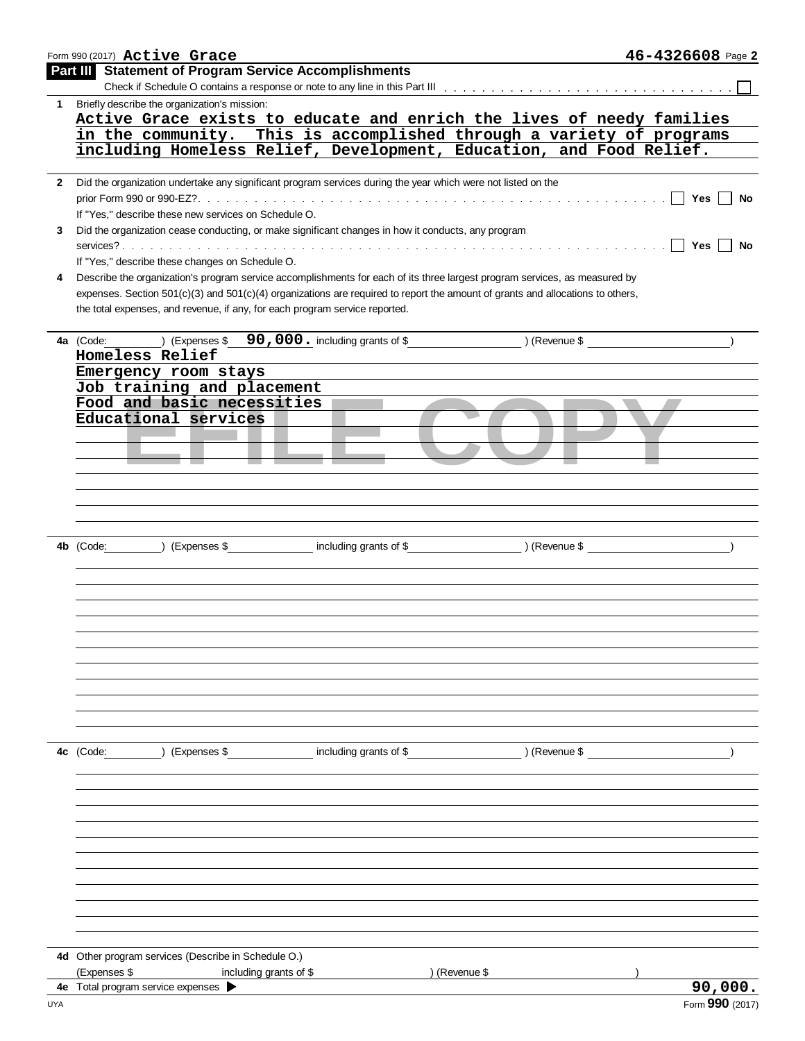Form 990 (2017) **Active Grace** **46-4326608** Page **2**

## Part III Statement of Program Service Accomplishments

Check if Schedule O contains a response or note to any line in this Part III . . . . . . . . . . . . . . . . . . . . . . . . . . . . . . ☐

**1** Briefly describe the organization's mission:

Active Grace exists to educate and enrich the lives of needy families in the community. This is accomplished through a variety of programs including Homeless Relief, Development, Education, and Food Relief.

**2** Did the organization undertake any significant program services during the year which were not listed on the prior Form 990 or 990-EZ? . . . . . . . . . . . . . . . . . . . . . . . . . . . . . . . . . . . . . . . . . . . ☐ Yes ☐ No

If "Yes," describe these new services on Schedule O.

**3** Did the organization cease conducting, or make significant changes in how it conducts, any program services? . . . . . . . . . . . . . . . . . . . . . . . . . . . . . . . . . . . . . . . . . . . . . . . . . . . . ☐ Yes ☐ No

If "Yes," describe these changes on Schedule O.

**4** Describe the organization's program service accomplishments for each of its three largest program services, as measured by expenses. Section 501(c)(3) and 501(c)(4) organizations are required to report the amount of grants and allocations to others, the total expenses, and revenue, if any, for each program service reported.

**4a** (Code: ) (Expenses $ **90,000.** including grants of $ ) (Revenue $ )

Homeless Relief
Emergency room stays
Job training and placement
Food and basic necessities
Educational services

**4b** (Code: ) (Expenses $ including grants of $ ) (Revenue $ )

**4c** (Code: ) (Expenses $ including grants of $ ) (Revenue $ )

**4d** Other program services (Describe in Schedule O.)
(Expenses $ including grants of $ ) (Revenue $ )

**4e** Total program service expenses ▶ **90,000.**

Form **990** (2017)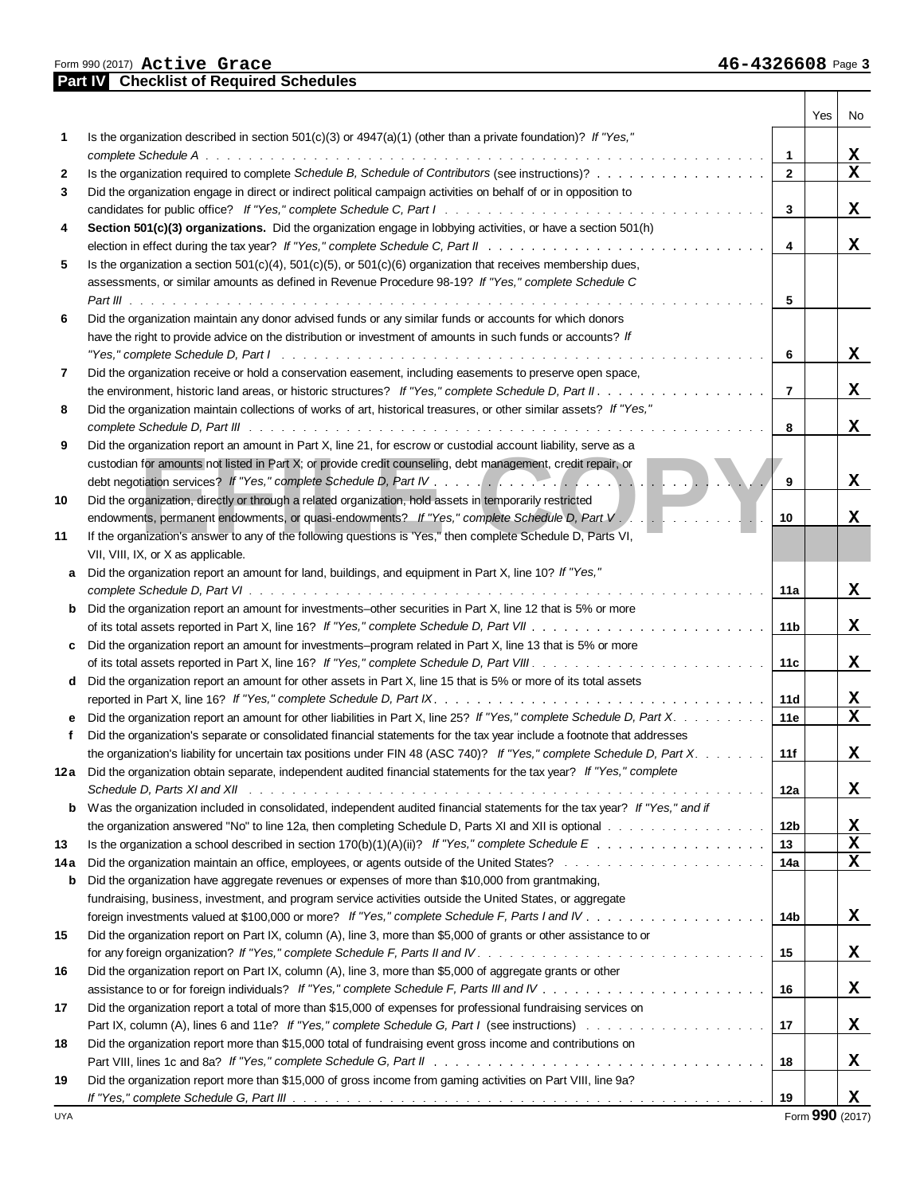Form 990 (2017) **Active Grace** 46-4326608 Page **3**

## Part IV Checklist of Required Schedules

| | | | Yes | No |
|---|---|---|---|---|
| 1 | Is the organization described in section 501(c)(3) or 4947(a)(1) (other than a private foundation)? *If "Yes," complete Schedule A* | 1 | | X |
| 2 | Is the organization required to complete *Schedule B, Schedule of Contributors* (see instructions)? | 2 | | X |
| 3 | Did the organization engage in direct or indirect political campaign activities on behalf of or in opposition to candidates for public office? *If "Yes," complete Schedule C, Part I* | 3 | | X |
| 4 | **Section 501(c)(3) organizations.** Did the organization engage in lobbying activities, or have a section 501(h) election in effect during the tax year? *If "Yes," complete Schedule C, Part II* | 4 | | X |
| 5 | Is the organization a section 501(c)(4), 501(c)(5), or 501(c)(6) organization that receives membership dues, assessments, or similar amounts as defined in Revenue Procedure 98-19? *If "Yes," complete Schedule C Part III* | 5 | | |
| 6 | Did the organization maintain any donor advised funds or any similar funds or accounts for which donors have the right to provide advice on the distribution or investment of amounts in such funds or accounts? *If "Yes," complete Schedule D, Part I* | 6 | | X |
| 7 | Did the organization receive or hold a conservation easement, including easements to preserve open space, the environment, historic land areas, or historic structures? *If "Yes," complete Schedule D, Part II* | 7 | | X |
| 8 | Did the organization maintain collections of works of art, historical treasures, or other similar assets? *If "Yes," complete Schedule D, Part III* | 8 | | X |
| 9 | Did the organization report an amount in Part X, line 21, for escrow or custodial account liability, serve as a custodian for amounts not listed in Part X; or provide credit counseling, debt management, credit repair, or debt negotiation services? *If "Yes," complete Schedule D, Part IV* | 9 | | X |
| 10 | Did the organization, directly or through a related organization, hold assets in temporarily restricted endowments, permanent endowments, or quasi-endowments? *If "Yes," complete Schedule D, Part V* | 10 | | X |
| 11 | If the organization's answer to any of the following questions is "Yes," then complete Schedule D, Parts VI, VII, VIII, IX, or X as applicable. | | | |
| a | Did the organization report an amount for land, buildings, and equipment in Part X, line 10? *If "Yes," complete Schedule D, Part VI* | 11a | | X |
| b | Did the organization report an amount for investments–other securities in Part X, line 12 that is 5% or more of its total assets reported in Part X, line 16? *If "Yes," complete Schedule D, Part VII* | 11b | | X |
| c | Did the organization report an amount for investments–program related in Part X, line 13 that is 5% or more of its total assets reported in Part X, line 16? *If "Yes," complete Schedule D, Part VIII* | 11c | | X |
| d | Did the organization report an amount for other assets in Part X, line 15 that is 5% or more of its total assets reported in Part X, line 16? *If "Yes," complete Schedule D, Part IX* | 11d | | X |
| e | Did the organization report an amount for other liabilities in Part X, line 25? *If "Yes," complete Schedule D, Part X* | 11e | | X |
| f | Did the organization's separate or consolidated financial statements for the tax year include a footnote that addresses the organization's liability for uncertain tax positions under FIN 48 (ASC 740)? *If "Yes," complete Schedule D, Part X* | 11f | | X |
| 12a | Did the organization obtain separate, independent audited financial statements for the tax year? *If "Yes," complete Schedule D, Parts XI and XII* | 12a | | X |
| b | Was the organization included in consolidated, independent audited financial statements for the tax year? *If "Yes," and if the organization answered "No" to line 12a, then completing Schedule D, Parts XI and XII is optional* | 12b | | X |
| 13 | Is the organization a school described in section 170(b)(1)(A)(ii)? *If "Yes," complete Schedule E* | 13 | | X |
| 14a | Did the organization maintain an office, employees, or agents outside of the United States? | 14a | | X |
| b | Did the organization have aggregate revenues or expenses of more than $10,000 from grantmaking, fundraising, business, investment, and program service activities outside the United States, or aggregate foreign investments valued at $100,000 or more? *If "Yes," complete Schedule F, Parts I and IV* | 14b | | X |
| 15 | Did the organization report on Part IX, column (A), line 3, more than $5,000 of grants or other assistance to or for any foreign organization? *If "Yes," complete Schedule F, Parts II and IV* | 15 | | X |
| 16 | Did the organization report on Part IX, column (A), line 3, more than $5,000 of aggregate grants or other assistance to or for foreign individuals? *If "Yes," complete Schedule F, Parts III and IV* | 16 | | X |
| 17 | Did the organization report a total of more than $15,000 of expenses for professional fundraising services on Part IX, column (A), lines 6 and 11e? *If "Yes," complete Schedule G, Part I* (see instructions) | 17 | | X |
| 18 | Did the organization report more than $15,000 total of fundraising event gross income and contributions on Part VIII, lines 1c and 8a? *If "Yes," complete Schedule G, Part II* | 18 | | X |
| 19 | Did the organization report more than $15,000 of gross income from gaming activities on Part VIII, line 9a? *If "Yes," complete Schedule G, Part III* | 19 | | X |

UYA Form **990** (2017)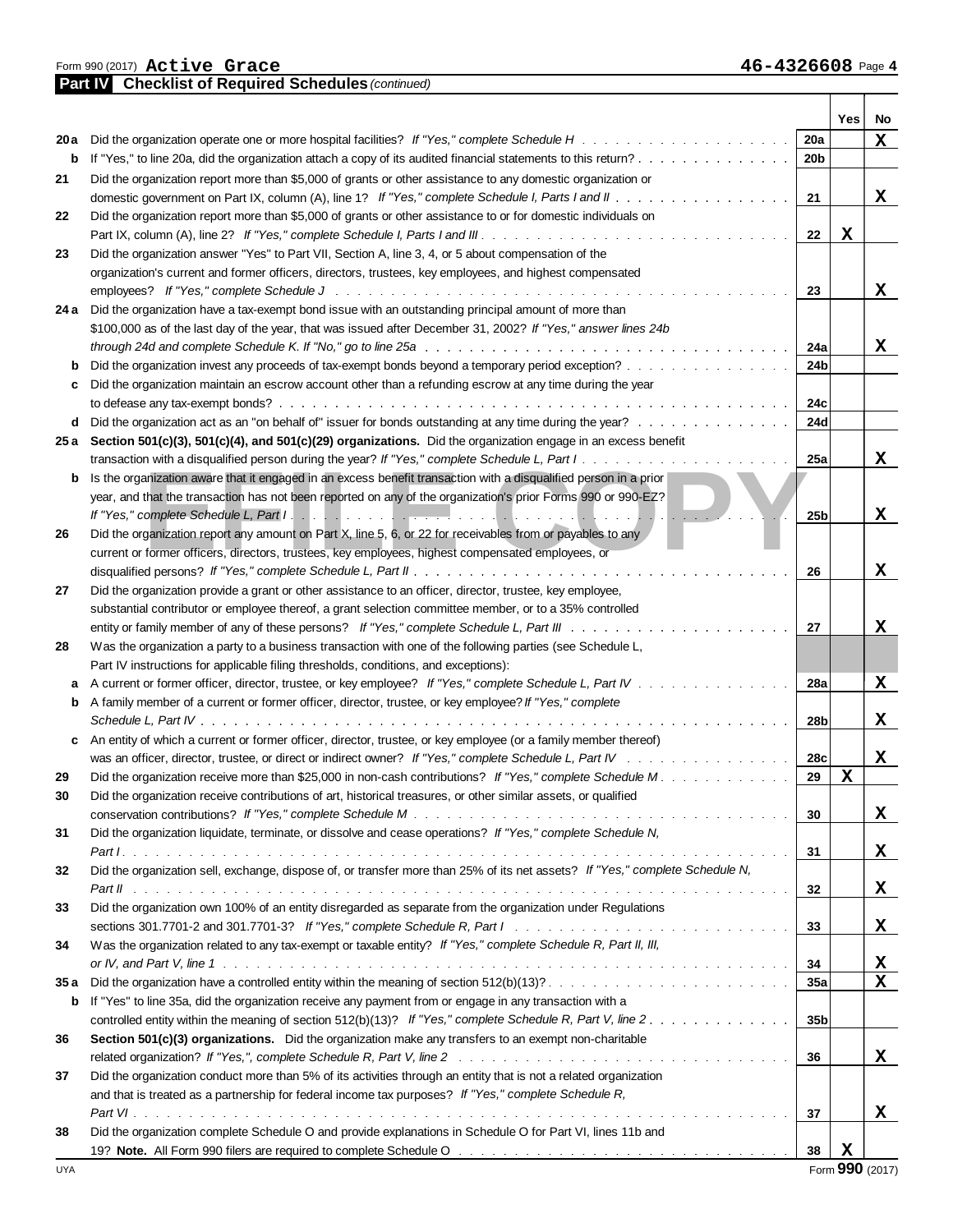Form 990 (2017) **Active Grace** **46-4326608** Page **4**

## Part IV Checklist of Required Schedules *(continued)*

| | | | Yes | No |
|---|---|---|---|---|
| **20a** | Did the organization operate one or more hospital facilities? *If "Yes," complete Schedule H* | **20a** | | X |
| **b** | If "Yes," to line 20a, did the organization attach a copy of its audited financial statements to this return? | **20b** | | |
| **21** | Did the organization report more than $5,000 of grants or other assistance to any domestic organization or domestic government on Part IX, column (A), line 1? *If "Yes," complete Schedule I, Parts I and II* | **21** | | X |
| **22** | Did the organization report more than $5,000 of grants or other assistance to or for domestic individuals on Part IX, column (A), line 2? *If "Yes," complete Schedule I, Parts I and III* | **22** | X | |
| **23** | Did the organization answer "Yes" to Part VII, Section A, line 3, 4, or 5 about compensation of the organization's current and former officers, directors, trustees, key employees, and highest compensated employees? *If "Yes," complete Schedule J* | **23** | | X |
| **24a** | Did the organization have a tax-exempt bond issue with an outstanding principal amount of more than $100,000 as of the last day of the year, that was issued after December 31, 2002? *If "Yes," answer lines 24b through 24d and complete Schedule K. If "No," go to line 25a* | **24a** | | X |
| **b** | Did the organization invest any proceeds of tax-exempt bonds beyond a temporary period exception? | **24b** | | |
| **c** | Did the organization maintain an escrow account other than a refunding escrow at any time during the year to defease any tax-exempt bonds? | **24c** | | |
| **d** | Did the organization act as an "on behalf of" issuer for bonds outstanding at any time during the year? | **24d** | | |
| **25a** | **Section 501(c)(3), 501(c)(4), and 501(c)(29) organizations.** Did the organization engage in an excess benefit transaction with a disqualified person during the year? *If "Yes," complete Schedule L, Part I* | **25a** | | X |
| **b** | Is the organization aware that it engaged in an excess benefit transaction with a disqualified person in a prior year, and that the transaction has not been reported on any of the organization's prior Forms 990 or 990-EZ? *If "Yes," complete Schedule L, Part I* | **25b** | | X |
| **26** | Did the organization report any amount on Part X, line 5, 6, or 22 for receivables from or payables to any current or former officers, directors, trustees, key employees, highest compensated employees, or disqualified persons? *If "Yes," complete Schedule L, Part II* | **26** | | X |
| **27** | Did the organization provide a grant or other assistance to an officer, director, trustee, key employee, substantial contributor or employee thereof, a grant selection committee member, or to a 35% controlled entity or family member of any of these persons? *If "Yes," complete Schedule L, Part III* | **27** | | X |
| **28** | Was the organization a party to a business transaction with one of the following parties (see Schedule L, Part IV instructions for applicable filing thresholds, conditions, and exceptions): | | | |
| **a** | A current or former officer, director, trustee, or key employee? *If "Yes," complete Schedule L, Part IV* | **28a** | | X |
| **b** | A family member of a current or former officer, director, trustee, or key employee? *If "Yes," complete Schedule L, Part IV* | **28b** | | X |
| **c** | An entity of which a current or former officer, director, trustee, or key employee (or a family member thereof) was an officer, director, trustee, or direct or indirect owner? *If "Yes," complete Schedule L, Part IV* | **28c** | | X |
| **29** | Did the organization receive more than $25,000 in non-cash contributions? *If "Yes," complete Schedule M* | **29** | X | |
| **30** | Did the organization receive contributions of art, historical treasures, or other similar assets, or qualified conservation contributions? *If "Yes," complete Schedule M* | **30** | | X |
| **31** | Did the organization liquidate, terminate, or dissolve and cease operations? *If "Yes," complete Schedule N, Part I* | **31** | | X |
| **32** | Did the organization sell, exchange, dispose of, or transfer more than 25% of its net assets? *If "Yes," complete Schedule N, Part II* | **32** | | X |
| **33** | Did the organization own 100% of an entity disregarded as separate from the organization under Regulations sections 301.7701-2 and 301.7701-3? *If "Yes," complete Schedule R, Part I* | **33** | | X |
| **34** | Was the organization related to any tax-exempt or taxable entity? *If "Yes," complete Schedule R, Part II, III, or IV, and Part V, line 1* | **34** | | X |
| **35a** | Did the organization have a controlled entity within the meaning of section 512(b)(13)? | **35a** | | X |
| **b** | If "Yes" to line 35a, did the organization receive any payment from or engage in any transaction with a controlled entity within the meaning of section 512(b)(13)? *If "Yes," complete Schedule R, Part V, line 2* | **35b** | | |
| **36** | **Section 501(c)(3) organizations.** Did the organization make any transfers to an exempt non-charitable related organization? *If "Yes,", complete Schedule R, Part V, line 2* | **36** | | X |
| **37** | Did the organization conduct more than 5% of its activities through an entity that is not a related organization and that is treated as a partnership for federal income tax purposes? *If "Yes," complete Schedule R, Part VI* | **37** | | X |
| **38** | Did the organization complete Schedule O and provide explanations in Schedule O for Part VI, lines 11b and 19? **Note.** All Form 990 filers are required to complete Schedule O | **38** | X | |

UYA Form **990** (2017)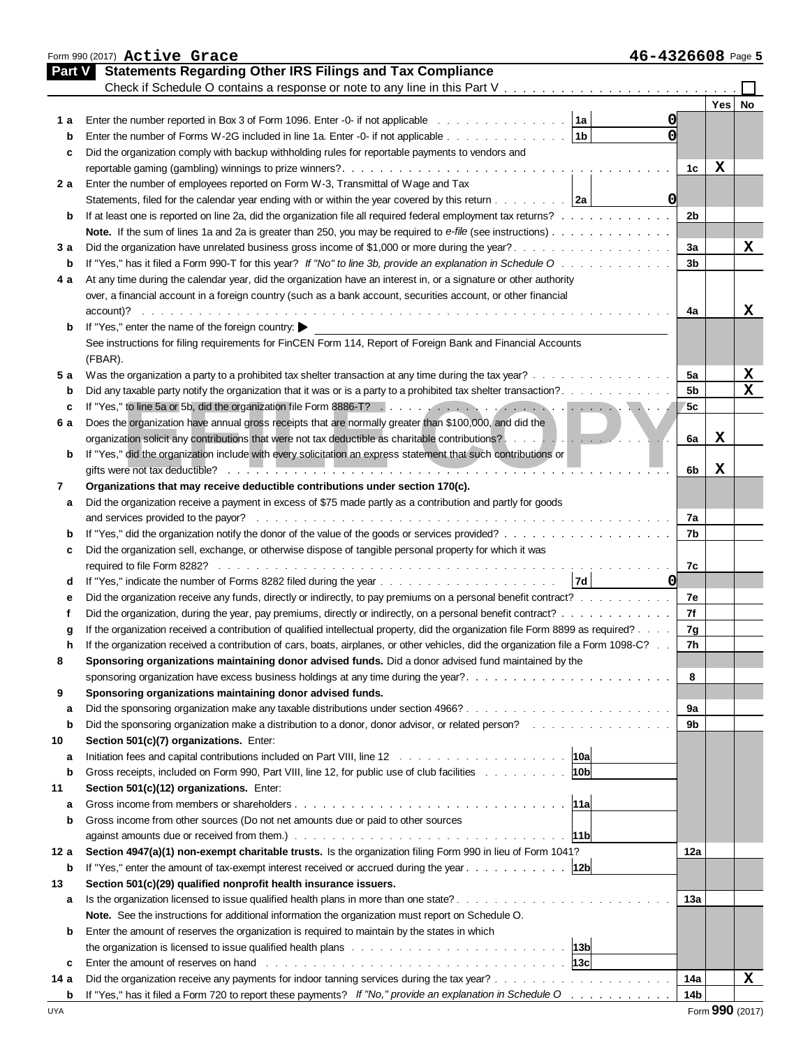Form 990 (2017) **Active Grace** **46-4326608** Page 5

## Part V Statements Regarding Other IRS Filings and Tax Compliance

Check if Schedule O contains a response or note to any line in this Part V . . . . . . . . . . . . . . . . . . . . . . . . ☐

| | | | | | Yes | No |
|---|---|---|---|---|---|---|
| **1 a** | Enter the number reported in Box 3 of Form 1096. Enter -0- if not applicable | 1a | 0 | | | |
| **b** | Enter the number of Forms W-2G included in line 1a. Enter -0- if not applicable | 1b | 0 | | | |
| **c** | Did the organization comply with backup withholding rules for reportable payments to vendors and reportable gaming (gambling) winnings to prize winners? | | | 1c | X | |
| **2 a** | Enter the number of employees reported on Form W-3, Transmittal of Wage and Tax Statements, filed for the calendar year ending with or within the year covered by this return | 2a | 0 | | | |
| **b** | If at least one is reported on line 2a, did the organization file all required federal employment tax returns? | | | 2b | | |
| | **Note.** If the sum of lines 1a and 2a is greater than 250, you may be required to *e-file* (see instructions) | | | | | |
| **3 a** | Did the organization have unrelated business gross income of $1,000 or more during the year? | | | 3a | | X |
| **b** | If "Yes," has it filed a Form 990-T for this year? *If "No" to line 3b, provide an explanation in Schedule O* | | | 3b | | |
| **4 a** | At any time during the calendar year, did the organization have an interest in, or a signature or other authority over, a financial account in a foreign country (such as a bank account, securities account, or other financial account)? | | | 4a | | X |
| **b** | If "Yes," enter the name of the foreign country: ▶ | | | | | |
| | See instructions for filing requirements for FinCEN Form 114, Report of Foreign Bank and Financial Accounts (FBAR). | | | | | |
| **5 a** | Was the organization a party to a prohibited tax shelter transaction at any time during the tax year? | | | 5a | | X |
| **b** | Did any taxable party notify the organization that it was or is a party to a prohibited tax shelter transaction? | | | 5b | | X |
| **c** | If "Yes," to line 5a or 5b, did the organization file Form 8886-T? | | | 5c | | |
| **6 a** | Does the organization have annual gross receipts that are normally greater than $100,000, and did the organization solicit any contributions that were not tax deductible as charitable contributions? | | | 6a | X | |
| **b** | If "Yes," did the organization include with every solicitation an express statement that such contributions or gifts were not tax deductible? | | | 6b | X | |
| **7** | **Organizations that may receive deductible contributions under section 170(c).** | | | | | |
| **a** | Did the organization receive a payment in excess of $75 made partly as a contribution and partly for goods and services provided to the payor? | | | 7a | | |
| **b** | If "Yes," did the organization notify the donor of the value of the goods or services provided? | | | 7b | | |
| **c** | Did the organization sell, exchange, or otherwise dispose of tangible personal property for which it was required to file Form 8282? | | | 7c | | |
| **d** | If "Yes," indicate the number of Forms 8282 filed during the year | 7d | 0 | | | |
| **e** | Did the organization receive any funds, directly or indirectly, to pay premiums on a personal benefit contract? | | | 7e | | |
| **f** | Did the organization, during the year, pay premiums, directly or indirectly, on a personal benefit contract? | | | 7f | | |
| **g** | If the organization received a contribution of qualified intellectual property, did the organization file Form 8899 as required? | | | 7g | | |
| **h** | If the organization received a contribution of cars, boats, airplanes, or other vehicles, did the organization file a Form 1098-C? | | | 7h | | |
| **8** | **Sponsoring organizations maintaining donor advised funds.** Did a donor advised fund maintained by the sponsoring organization have excess business holdings at any time during the year? | | | 8 | | |
| **9** | **Sponsoring organizations maintaining donor advised funds.** | | | | | |
| **a** | Did the sponsoring organization make any taxable distributions under section 4966? | | | 9a | | |
| **b** | Did the sponsoring organization make a distribution to a donor, donor advisor, or related person? | | | 9b | | |
| **10** | **Section 501(c)(7) organizations.** Enter: | | | | | |
| **a** | Initiation fees and capital contributions included on Part VIII, line 12 | 10a | | | | |
| **b** | Gross receipts, included on Form 990, Part VIII, line 12, for public use of club facilities | 10b | | | | |
| **11** | **Section 501(c)(12) organizations.** Enter: | | | | | |
| **a** | Gross income from members or shareholders | 11a | | | | |
| **b** | Gross income from other sources (Do not net amounts due or paid to other sources against amounts due or received from them.) | 11b | | | | |
| **12 a** | **Section 4947(a)(1) non-exempt charitable trusts.** Is the organization filing Form 990 in lieu of Form 1041? | | | 12a | | |
| **b** | If "Yes," enter the amount of tax-exempt interest received or accrued during the year | 12b | | | | |
| **13** | **Section 501(c)(29) qualified nonprofit health insurance issuers.** | | | | | |
| **a** | Is the organization licensed to issue qualified health plans in more than one state? | | | 13a | | |
| | **Note.** See the instructions for additional information the organization must report on Schedule O. | | | | | |
| **b** | Enter the amount of reserves the organization is required to maintain by the states in which the organization is licensed to issue qualified health plans | 13b | | | | |
| **c** | Enter the amount of reserves on hand | 13c | | | | |
| **14 a** | Did the organization receive any payments for indoor tanning services during the tax year? | | | 14a | | X |
| **b** | If "Yes," has it filed a Form 720 to report these payments? *If "No," provide an explanation in Schedule O* | | | 14b | | |

UYA Form **990** (2017)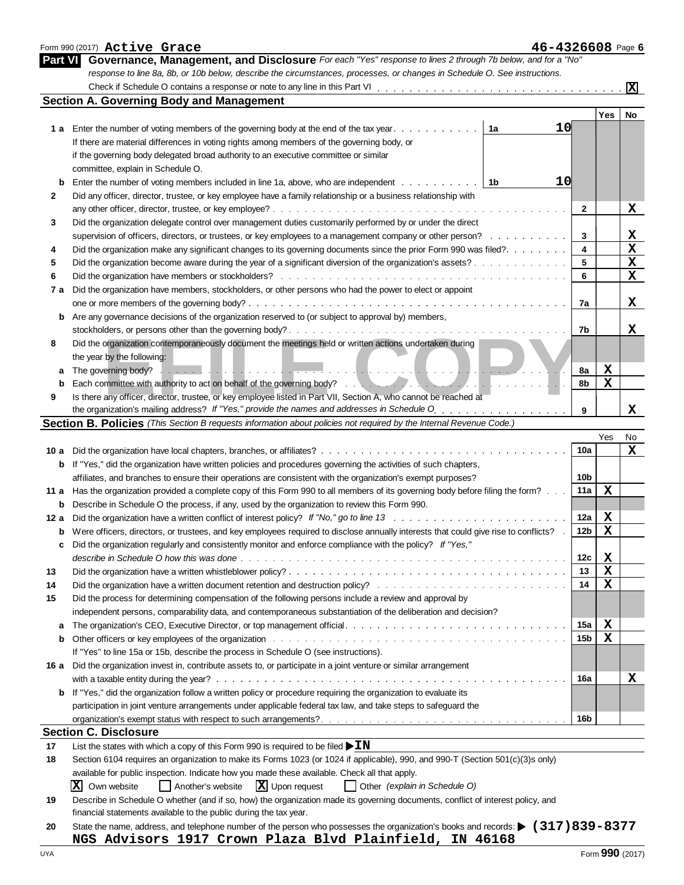Form 990 (2017) **Active Grace** **46-4326608** Page **6**

## Part VI Governance, Management, and Disclosure

*For each "Yes" response to lines 2 through 7b below, and for a "No" response to line 8a, 8b, or 10b below, describe the circumstances, processes, or changes in Schedule O. See instructions.*

Check if Schedule O contains a response or note to any line in this Part VI . . . . . . . . . . . . . . . . . . . . . . . . . . . . . . . . **X**

### Section A. Governing Body and Management

| | | | | Yes | No |
|---|---|---|---|---|---|
| **1 a** | Enter the number of voting members of the governing body at the end of the tax year. If there are material differences in voting rights among members of the governing body, or if the governing body delegated broad authority to an executive committee or similar committee, explain in Schedule O. | 1a | 10 | | |
| **b** | Enter the number of voting members included in line 1a, above, who are independent | 1b | 10 | | |
| **2** | Did any officer, director, trustee, or key employee have a family relationship or a business relationship with any other officer, director, trustee, or key employee? | | 2 | | X |
| **3** | Did the organization delegate control over management duties customarily performed by or under the direct supervision of officers, directors, or trustees, or key employees to a management company or other person? | | 3 | | X |
| **4** | Did the organization make any significant changes to its governing documents since the prior Form 990 was filed? | | 4 | | X |
| **5** | Did the organization become aware during the year of a significant diversion of the organization's assets? | | 5 | | X |
| **6** | Did the organization have members or stockholders? | | 6 | | X |
| **7 a** | Did the organization have members, stockholders, or other persons who had the power to elect or appoint one or more members of the governing body? | | 7a | | X |
| **b** | Are any governance decisions of the organization reserved to (or subject to approval by) members, stockholders, or persons other than the governing body? | | 7b | | X |
| **8** | Did the organization contemporaneously document the meetings held or written actions undertaken during the year by the following: | | | | |
| **a** | The governing body? | | 8a | X | |
| **b** | Each committee with authority to act on behalf of the governing body? | | 8b | X | |
| **9** | Is there any officer, director, trustee, or key employee listed in Part VII, Section A, who cannot be reached at the organization's mailing address? *If "Yes," provide the names and addresses in Schedule O* | | 9 | | X |

### Section B. Policies *(This Section B requests information about policies not required by the Internal Revenue Code.)*

| | | | Yes | No |
|---|---|---|---|---|
| **10 a** | Did the organization have local chapters, branches, or affiliates? | 10a | | X |
| **b** | If "Yes," did the organization have written policies and procedures governing the activities of such chapters, affiliates, and branches to ensure their operations are consistent with the organization's exempt purposes? | 10b | | |
| **11 a** | Has the organization provided a complete copy of this Form 990 to all members of its governing body before filing the form? | 11a | X | |
| **b** | Describe in Schedule O the process, if any, used by the organization to review this Form 990. | | | |
| **12 a** | Did the organization have a written conflict of interest policy? *If "No," go to line 13* | 12a | X | |
| **b** | Were officers, directors, or trustees, and key employees required to disclose annually interests that could give rise to conflicts? | 12b | X | |
| **c** | Did the organization regularly and consistently monitor and enforce compliance with the policy? *If "Yes," describe in Schedule O how this was done* | 12c | X | |
| **13** | Did the organization have a written whistleblower policy? | 13 | X | |
| **14** | Did the organization have a written document retention and destruction policy? | 14 | X | |
| **15** | Did the process for determining compensation of the following persons include a review and approval by independent persons, comparability data, and contemporaneous substantiation of the deliberation and decision? | | | |
| **a** | The organization's CEO, Executive Director, or top management official | 15a | X | |
| **b** | Other officers or key employees of the organization | 15b | X | |
| | If "Yes" to line 15a or 15b, describe the process in Schedule O (see instructions). | | | |
| **16 a** | Did the organization invest in, contribute assets to, or participate in a joint venture or similar arrangement with a taxable entity during the year? | 16a | | X |
| **b** | If "Yes," did the organization follow a written policy or procedure requiring the organization to evaluate its participation in joint venture arrangements under applicable federal tax law, and take steps to safeguard the organization's exempt status with respect to such arrangements? | 16b | | |

### Section C. Disclosure

**17** List the states with which a copy of this Form 990 is required to be filed ▶ **IN**

**18** Section 6104 requires an organization to make its Forms 1023 (or 1024 if applicable), 990, and 990-T (Section 501(c)(3)s only) available for public inspection. Indicate how you made these available. Check all that apply.

[X] Own website  [ ] Another's website  [X] Upon request  [ ] Other *(explain in Schedule O)*

**19** Describe in Schedule O whether (and if so, how) the organization made its governing documents, conflict of interest policy, and financial statements available to the public during the tax year.

**20** State the name, address, and telephone number of the person who possesses the organization's books and records: ▶ **(317)839-8377**
**NGS Advisors 1917 Crown Plaza Blvd Plainfield, IN 46168**

UYA Form **990** (2017)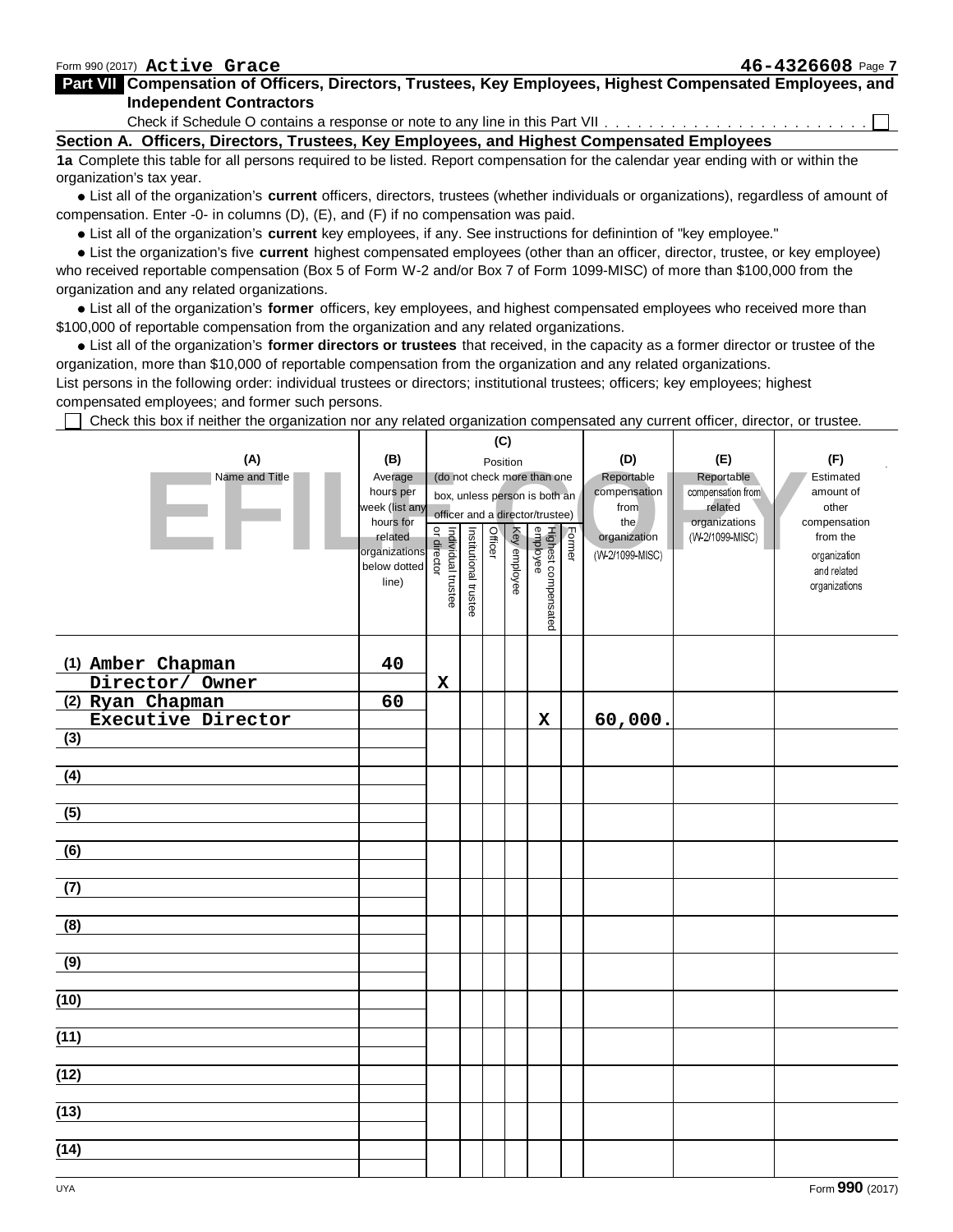Form 990 (2017) **Active Grace** **46-4326608** Page **7**

## Part VII Compensation of Officers, Directors, Trustees, Key Employees, Highest Compensated Employees, and Independent Contractors

Check if Schedule O contains a response or note to any line in this Part VII . . . . . . . . . . . . . . . . . . . . . . . . ☐

### Section A. Officers, Directors, Trustees, Key Employees, and Highest Compensated Employees

**1a** Complete this table for all persons required to be listed. Report compensation for the calendar year ending with or within the organization's tax year.

- List all of the organization's **current** officers, directors, trustees (whether individuals or organizations), regardless of amount of compensation. Enter -0- in columns (D), (E), and (F) if no compensation was paid.
- List all of the organization's **current** key employees, if any. See instructions for definintion of "key employee."
- List the organization's five **current** highest compensated employees (other than an officer, director, trustee, or key employee) who received reportable compensation (Box 5 of Form W-2 and/or Box 7 of Form 1099-MISC) of more than $100,000 from the organization and any related organizations.
- List all of the organization's **former** officers, key employees, and highest compensated employees who received more than $100,000 of reportable compensation from the organization and any related organizations.
- List all of the organization's **former directors or trustees** that received, in the capacity as a former director or trustee of the organization, more than $10,000 of reportable compensation from the organization and any related organizations.

List persons in the following order: individual trustees or directors; institutional trustees; officers; key employees; highest compensated employees; and former such persons.

☐ Check this box if neither the organization nor any related organization compensated any current officer, director, or trustee.

| (A) Name and Title | (B) Average hours per week (list any hours for related organizations below dotted line) | (C) Position (do not check more than one box, unless person is both an officer and a director/trustee) Individual trustee or director | Institutional trustee | Officer | Key employee | Highest compensated employee | Former | (D) Reportable compensation from the organization (W-2/1099-MISC) | (E) Reportable compensation from related organizations (W-2/1099-MISC) | (F) Estimated amount of other compensation from the organization and related organizations |
|---|---|---|---|---|---|---|---|---|---|---|
| (1) Amber Chapman<br>Director/ Owner | 40 | X | | | | | | | | |
| (2) Ryan Chapman<br>Executive Director | 60 | | | | | X | | 60,000. | | |
| (3) | | | | | | | | | | |
| (4) | | | | | | | | | | |
| (5) | | | | | | | | | | |
| (6) | | | | | | | | | | |
| (7) | | | | | | | | | | |
| (8) | | | | | | | | | | |
| (9) | | | | | | | | | | |
| (10) | | | | | | | | | | |
| (11) | | | | | | | | | | |
| (12) | | | | | | | | | | |
| (13) | | | | | | | | | | |
| (14) | | | | | | | | | | |

UYA Form **990** (2017)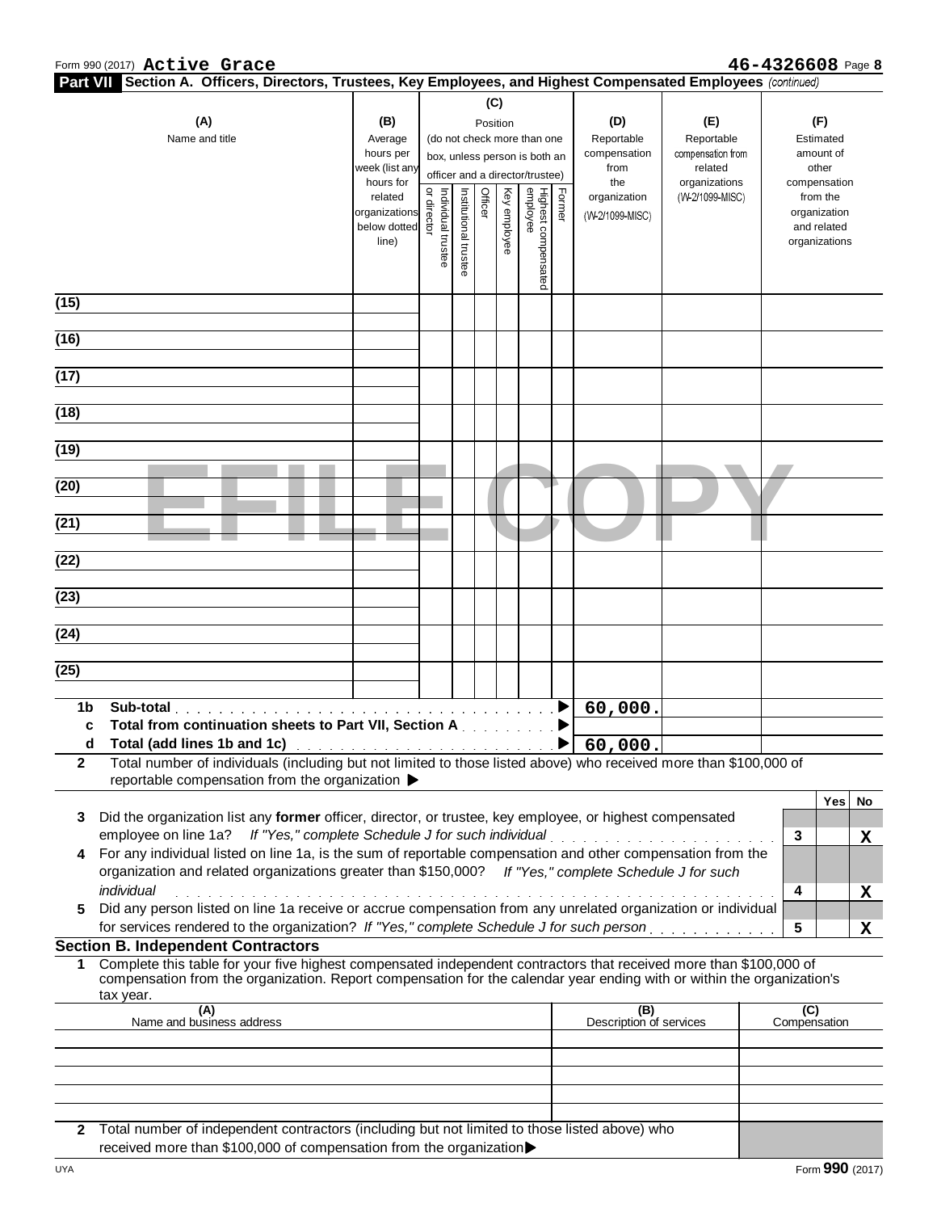Form 990 (2017) **Active Grace** **46-4326608** Page **8**

**Part VII Section A. Officers, Directors, Trustees, Key Employees, and Highest Compensated Employees** *(continued)*

| (A) Name and title | (B) Average hours per week (list any hours for related organizations below dotted line) | (C) Position (do not check more than one box, unless person is both an officer and a director/trustee): Individual trustee or director | Institutional trustee | Officer | Key employee | Highest compensated employee | Former | (D) Reportable compensation from the organization (W-2/1099-MISC) | (E) Reportable compensation from related organizations (W-2/1099-MISC) | (F) Estimated amount of other compensation from the organization and related organizations |
|---|---|---|---|---|---|---|---|---|---|---|
| (15) | | | | | | | | | | |
| (16) | | | | | | | | | | |
| (17) | | | | | | | | | | |
| (18) | | | | | | | | | | |
| (19) | | | | | | | | | | |
| (20) | | | | | | | | | | |
| (21) | | | | | | | | | | |
| (22) | | | | | | | | | | |
| (23) | | | | | | | | | | |
| (24) | | | | | | | | | | |
| (25) | | | | | | | | | | |
| **1b Sub-total** ▶ | | | | | | | | 60,000. | | |
| **c Total from continuation sheets to Part VII, Section A** ▶ | | | | | | | | | | |
| **d Total (add lines 1b and 1c)** ▶ | | | | | | | | 60,000. | | |

**2** Total number of individuals (including but not limited to those listed above) who received more than $100,000 of reportable compensation from the organization ▶

| | | Yes | No |
|---|---|---|---|
| **3** Did the organization list any **former** officer, director, or trustee, key employee, or highest compensated employee on line 1a? *If "Yes," complete Schedule J for such individual* | 3 | | X |
| **4** For any individual listed on line 1a, is the sum of reportable compensation and other compensation from the organization and related organizations greater than $150,000? *If "Yes," complete Schedule J for such individual* | 4 | | X |
| **5** Did any person listed on line 1a receive or accrue compensation from any unrelated organization or individual for services rendered to the organization? *If "Yes," complete Schedule J for such person* | 5 | | X |

**Section B. Independent Contractors**

**1** Complete this table for your five highest compensated independent contractors that received more than $100,000 of compensation from the organization. Report compensation for the calendar year ending with or within the organization's tax year.

| (A) Name and business address | (B) Description of services | (C) Compensation |
|---|---|---|
| | | |
| | | |
| | | |
| | | |
| | | |

**2** Total number of independent contractors (including but not limited to those listed above) who received more than $100,000 of compensation from the organization ▶

UYA Form **990** (2017)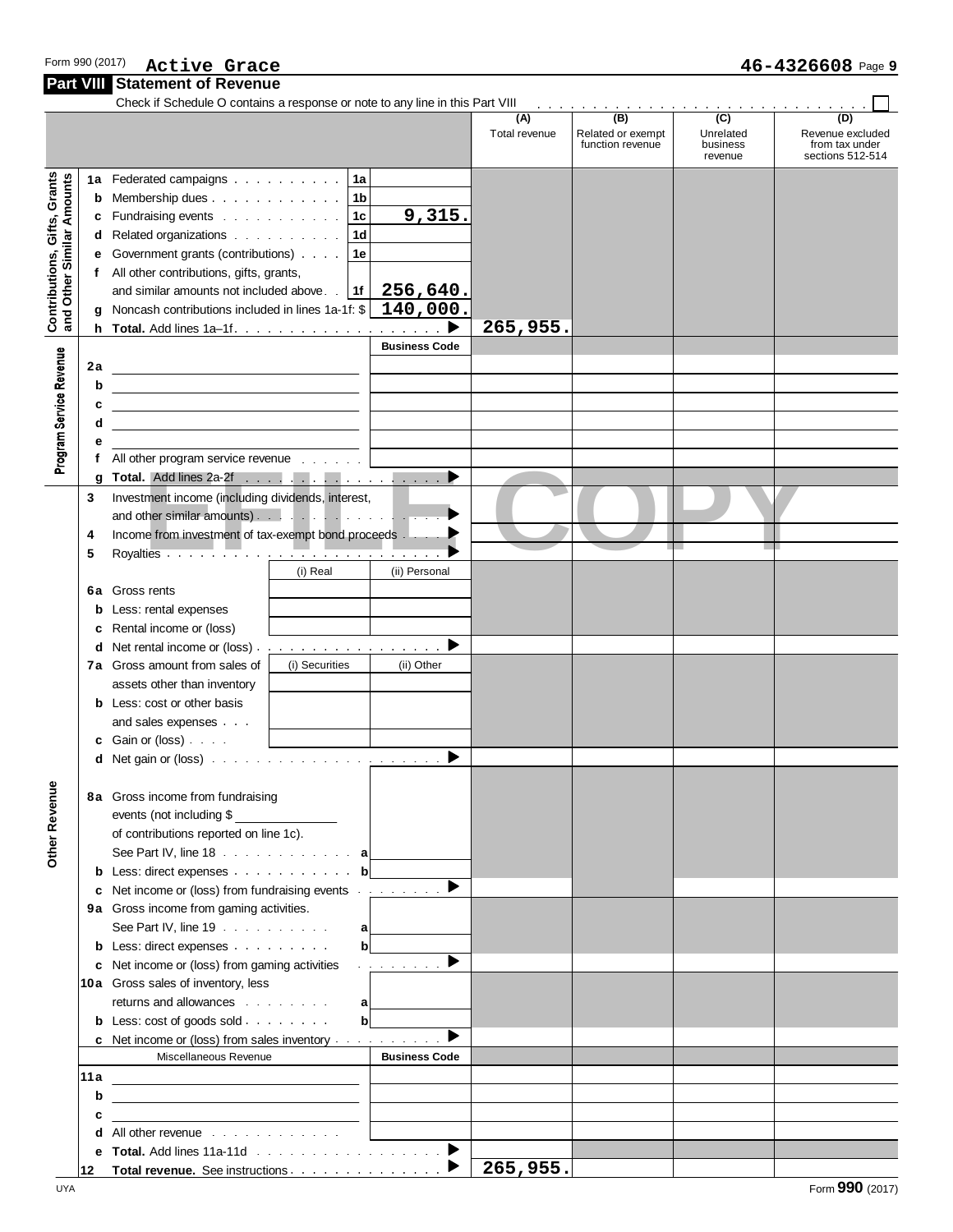Form 990 (2017) **Active Grace** **46-4326608** Page **9**

## Part VIII Statement of Revenue

Check if Schedule O contains a response or note to any line in this Part VIII . . . . . . . . . . . . . . . . . . . . . . . . . . . . . ☐

| | | | (A) Total revenue | (B) Related or exempt function revenue | (C) Unrelated business revenue | (D) Revenue excluded from tax under sections 512-514 |
|---|---|---|---|---|---|---|
| **Contributions, Gifts, Grants and Other Similar Amounts** | | | | | | |
| 1a | Federated campaigns . . . . . . . . . . 1a | | | | | |
| b | Membership dues . . . . . . . . . . . . 1b | | | | | |
| c | Fundraising events . . . . . . . . . . . 1c | 9,315. | | | | |
| d | Related organizations . . . . . . . . . . 1d | | | | | |
| e | Government grants (contributions) . . . . 1e | | | | | |
| f | All other contributions, gifts, grants, and similar amounts not included above . . 1f | 256,640. | | | | |
| g | Noncash contributions included in lines 1a-1f: $ | 140,000. | | | | |
| h | **Total.** Add lines 1a–1f . . . . . . . . . . . . . . . . . . ▶ | | 265,955. | | | |
| **Program Service Revenue** | | Business Code | | | | |
| 2a | | | | | | |
| b | | | | | | |
| c | | | | | | |
| d | | | | | | |
| e | | | | | | |
| f | All other program service revenue . . . . . . | | | | | |
| g | **Total.** Add lines 2a-2f . . . . . . . . . . . . . . . . . ▶ | | | | | |
| 3 | Investment income (including dividends, interest, and other similar amounts) . . . . . . . . . . . . . . . ▶ | | | | | |
| 4 | Income from investment of tax-exempt bond proceeds . . . . ▶ | | | | | |
| 5 | Royalties . . . . . . . . . . . . . . . . . . . . . . . . ▶ | | | | | |
| | | (i) Real / (ii) Personal | | | | |
| 6a | Gross rents | | | | | |
| b | Less: rental expenses | | | | | |
| c | Rental income or (loss) | | | | | |
| d | Net rental income or (loss) . . . . . . . . . . . . . . . . . ▶ | | | | | |
| | | (i) Securities / (ii) Other | | | | |
| 7a | Gross amount from sales of assets other than inventory | | | | | |
| b | Less: cost or other basis and sales expenses . . . | | | | | |
| c | Gain or (loss) . . . . | | | | | |
| d | Net gain or (loss) . . . . . . . . . . . . . . . . . . . . . ▶ | | | | | |
| **Other Revenue** | | | | | | |
| 8a | Gross income from fundraising events (not including $ ______ of contributions reported on line 1c). See Part IV, line 18 . . . . . . . . . . . . . a | | | | | |
| b | Less: direct expenses . . . . . . . . . . . . b | | | | | |
| c | Net income or (loss) from fundraising events . . . . . . . . ▶ | | | | | |
| 9a | Gross income from gaming activities. See Part IV, line 19 . . . . . . . . . . . a | | | | | |
| b | Less: direct expenses . . . . . . . . . b | | | | | |
| c | Net income or (loss) from gaming activities . . . . . . . . ▶ | | | | | |
| 10a | Gross sales of inventory, less returns and allowances . . . . . . . . a | | | | | |
| b | Less: cost of goods sold . . . . . . . . b | | | | | |
| c | Net income or (loss) from sales inventory . . . . . . . . . . ▶ | | | | | |
| | Miscellaneous Revenue | Business Code | | | | |
| 11a | | | | | | |
| b | | | | | | |
| c | | | | | | |
| d | All other revenue . . . . . . . . . . . . | | | | | |
| e | **Total.** Add lines 11a-11d . . . . . . . . . . . . . . . . ▶ | | | | | |
| 12 | **Total revenue.** See instructions . . . . . . . . . . . . . . ▶ | | 265,955. | | | |

UYA Form **990** (2017)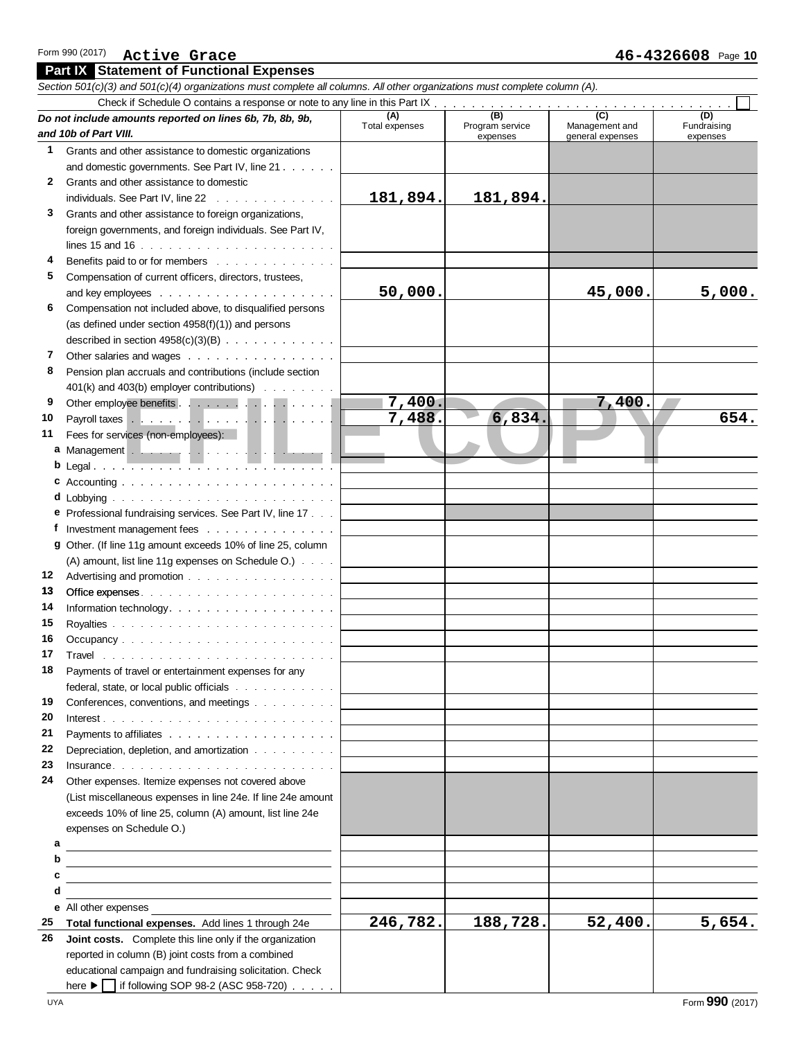Form 990 (2017) **Active Grace** **46-4326608** Page **10**

## Part IX Statement of Functional Expenses

*Section 501(c)(3) and 501(c)(4) organizations must complete all columns. All other organizations must complete column (A).*

Check if Schedule O contains a response or note to any line in this Part IX . . . . . . ☐

| ***Do not include amounts reported on lines 6b, 7b, 8b, 9b, and 10b of Part VIII.*** | (A) Total expenses | (B) Program service expenses | (C) Management and general expenses | (D) Fundraising expenses |
|---|---|---|---|---|
| **1** Grants and other assistance to domestic organizations and domestic governments. See Part IV, line 21 | | | | |
| **2** Grants and other assistance to domestic individuals. See Part IV, line 22 | 181,894. | 181,894. | | |
| **3** Grants and other assistance to foreign organizations, foreign governments, and foreign individuals. See Part IV, lines 15 and 16 | | | | |
| **4** Benefits paid to or for members | | | | |
| **5** Compensation of current officers, directors, trustees, and key employees | 50,000. | | 45,000. | 5,000. |
| **6** Compensation not included above, to disqualified persons (as defined under section 4958(f)(1)) and persons described in section 4958(c)(3)(B) | | | | |
| **7** Other salaries and wages | | | | |
| **8** Pension plan accruals and contributions (include section 401(k) and 403(b) employer contributions) | | | | |
| **9** Other employee benefits | 7,400. | | 7,400. | |
| **10** Payroll taxes | 7,488. | 6,834. | | 654. |
| **11** Fees for services (non-employees): | | | | |
| **a** Management | | | | |
| **b** Legal | | | | |
| **c** Accounting | | | | |
| **d** Lobbying | | | | |
| **e** Professional fundraising services. See Part IV, line 17 | | | | |
| **f** Investment management fees | | | | |
| **g** Other. (If line 11g amount exceeds 10% of line 25, column (A) amount, list line 11g expenses on Schedule O.) | | | | |
| **12** Advertising and promotion | | | | |
| **13** Office expenses | | | | |
| **14** Information technology | | | | |
| **15** Royalties | | | | |
| **16** Occupancy | | | | |
| **17** Travel | | | | |
| **18** Payments of travel or entertainment expenses for any federal, state, or local public officials | | | | |
| **19** Conferences, conventions, and meetings | | | | |
| **20** Interest | | | | |
| **21** Payments to affiliates | | | | |
| **22** Depreciation, depletion, and amortization | | | | |
| **23** Insurance | | | | |
| **24** Other expenses. Itemize expenses not covered above (List miscellaneous expenses in line 24e. If line 24e amount exceeds 10% of line 25, column (A) amount, list line 24e expenses on Schedule O.) | | | | |
| **a** | | | | |
| **b** | | | | |
| **c** | | | | |
| **d** | | | | |
| **e** All other expenses | | | | |
| **25** **Total functional expenses.** Add lines 1 through 24e | 246,782. | 188,728. | 52,400. | 5,654. |
| **26** **Joint costs.** Complete this line only if the organization reported in column (B) joint costs from a combined educational campaign and fundraising solicitation. Check here ▶ ☐ if following SOP 98-2 (ASC 958-720) | | | | |

UYA

Form **990** (2017)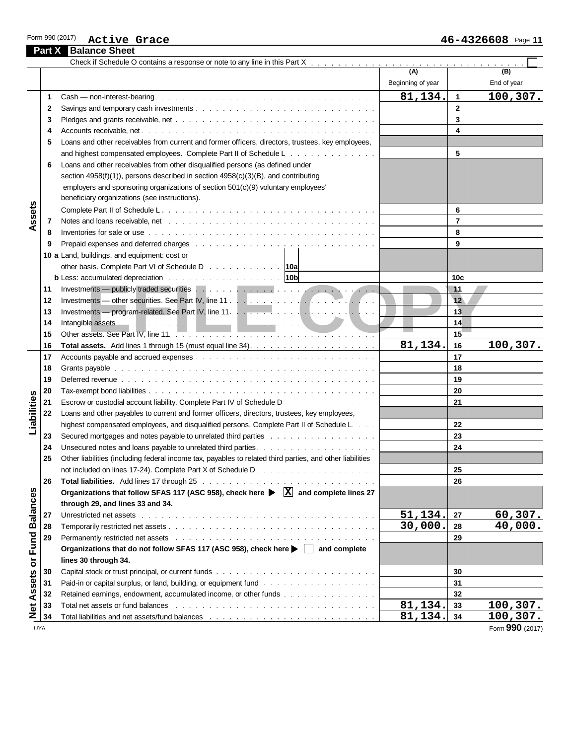Form 990 (2017) **Active Grace** **46-4326608** Page **11**

## Part X Balance Sheet

Check if Schedule O contains a response or note to any line in this Part X . . . . . . . . . . . . . . . . . . . . . . . . . . . . . ☐

| | | | (A) Beginning of year | | (B) End of year |
|---|---|---|---|---|---|
| **Assets** | 1 | Cash — non-interest-bearing | 81,134. | 1 | 100,307. |
| | 2 | Savings and temporary cash investments | | 2 | |
| | 3 | Pledges and grants receivable, net | | 3 | |
| | 4 | Accounts receivable, net | | 4 | |
| | 5 | Loans and other receivables from current and former officers, directors, trustees, key employees, and highest compensated employees. Complete Part II of Schedule L | | 5 | |
| | 6 | Loans and other receivables from other disqualified persons (as defined under section 4958(f)(1)), persons described in section 4958(c)(3)(B), and contributing employers and sponsoring organizations of section 501(c)(9) voluntary employees' beneficiary organizations (see instructions). Complete Part II of Schedule L | | 6 | |
| | 7 | Notes and loans receivable, net | | 7 | |
| | 8 | Inventories for sale or use | | 8 | |
| | 9 | Prepaid expenses and deferred charges | | 9 | |
| | 10a | Land, buildings, and equipment: cost or other basis. Complete Part VI of Schedule D . . . 10a | | | |
| | b | Less: accumulated depreciation . . . 10b | | 10c | |
| | 11 | Investments — publicly traded securities | | 11 | |
| | 12 | Investments — other securities. See Part IV, line 11 | | 12 | |
| | 13 | Investments — program-related. See Part IV, line 11 | | 13 | |
| | 14 | Intangible assets | | 14 | |
| | 15 | Other assets. See Part IV, line 11 | | 15 | |
| | 16 | **Total assets.** Add lines 1 through 15 (must equal line 34) | 81,134. | 16 | 100,307. |
| **Liabilities** | 17 | Accounts payable and accrued expenses | | 17 | |
| | 18 | Grants payable | | 18 | |
| | 19 | Deferred revenue | | 19 | |
| | 20 | Tax-exempt bond liabilities | | 20 | |
| | 21 | Escrow or custodial account liability. Complete Part IV of Schedule D | | 21 | |
| | 22 | Loans and other payables to current and former officers, directors, trustees, key employees, highest compensated employees, and disqualified persons. Complete Part II of Schedule L | | 22 | |
| | 23 | Secured mortgages and notes payable to unrelated third parties | | 23 | |
| | 24 | Unsecured notes and loans payable to unrelated third parties | | 24 | |
| | 25 | Other liabilities (including federal income tax, payables to related third parties, and other liabilities not included on lines 17-24). Complete Part X of Schedule D | | 25 | |
| | 26 | **Total liabilities.** Add lines 17 through 25 | | 26 | |
| **Net Assets or Fund Balances** | | **Organizations that follow SFAS 117 (ASC 958), check here ▶ [X] and complete lines 27 through 29, and lines 33 and 34.** | | | |
| | 27 | Unrestricted net assets | 51,134. | 27 | 60,307. |
| | 28 | Temporarily restricted net assets | 30,000. | 28 | 40,000. |
| | 29 | Permanently restricted net assets | | 29 | |
| | | **Organizations that do not follow SFAS 117 (ASC 958), check here ▶ [ ] and complete lines 30 through 34.** | | | |
| | 30 | Capital stock or trust principal, or current funds | | 30 | |
| | 31 | Paid-in or capital surplus, or land, building, or equipment fund | | 31 | |
| | 32 | Retained earnings, endowment, accumulated income, or other funds | | 32 | |
| | 33 | Total net assets or fund balances | 81,134. | 33 | 100,307. |
| | 34 | Total liabilities and net assets/fund balances | 81,134. | 34 | 100,307. |

UYA Form **990** (2017)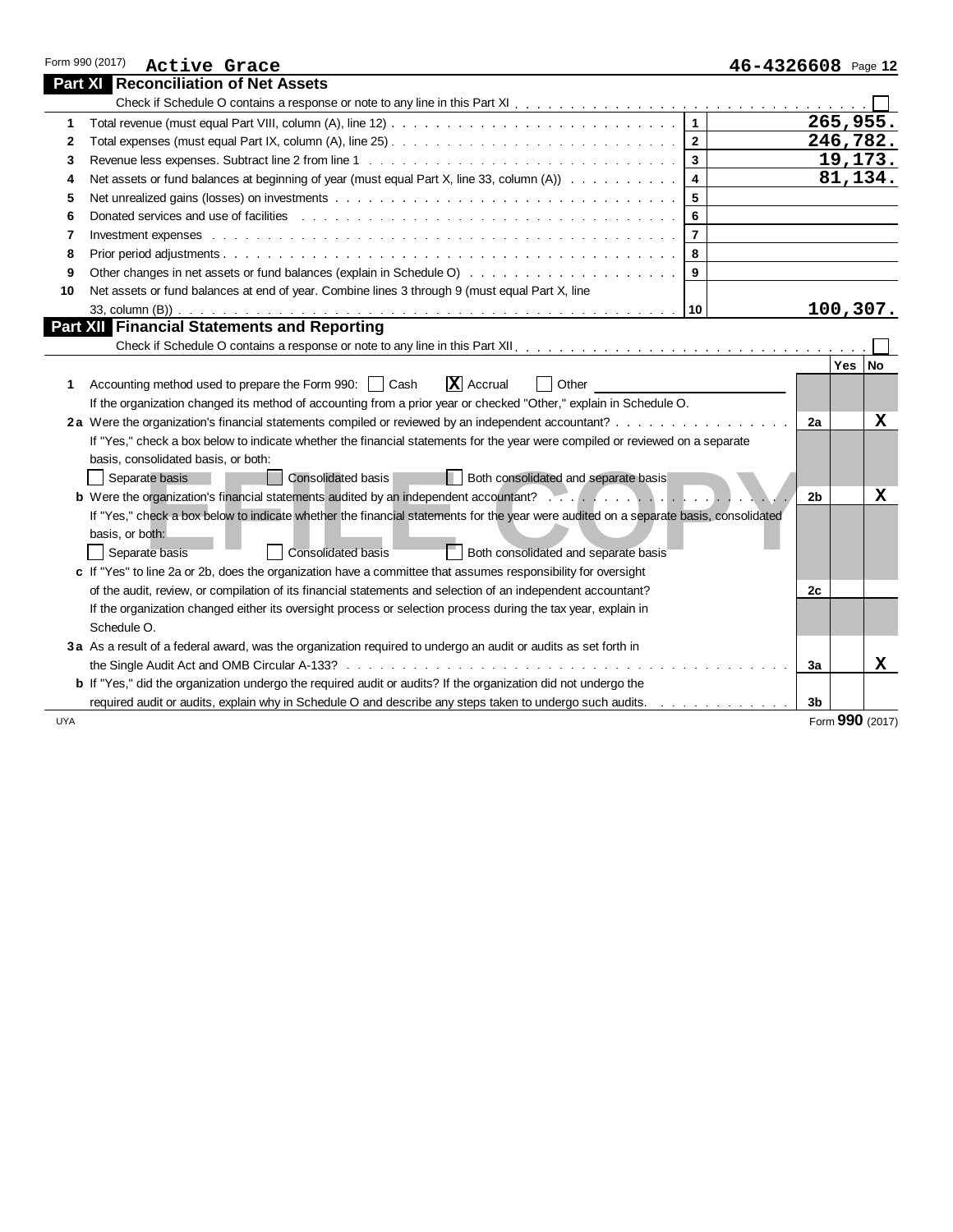Form 990 (2017) **Active Grace** **46-4326608** Page **12**

## Part XI Reconciliation of Net Assets

Check if Schedule O contains a response or note to any line in this Part XI . . . . . . . . . . . . . . . . . . . . . . . . . . . . . . . . . . ☐

| | | | |
|---|---|---|---|
| 1 | Total revenue (must equal Part VIII, column (A), line 12) | 1 | 265,955. |
| 2 | Total expenses (must equal Part IX, column (A), line 25) | 2 | 246,782. |
| 3 | Revenue less expenses. Subtract line 2 from line 1 | 3 | 19,173. |
| 4 | Net assets or fund balances at beginning of year (must equal Part X, line 33, column (A)) | 4 | 81,134. |
| 5 | Net unrealized gains (losses) on investments | 5 | |
| 6 | Donated services and use of facilities | 6 | |
| 7 | Investment expenses | 7 | |
| 8 | Prior period adjustments | 8 | |
| 9 | Other changes in net assets or fund balances (explain in Schedule O) | 9 | |
| 10 | Net assets or fund balances at end of year. Combine lines 3 through 9 (must equal Part X, line 33, column (B)) | 10 | 100,307. |

## Part XII Financial Statements and Reporting

Check if Schedule O contains a response or note to any line in this Part XII . . . . . . . . . . . . . . . . . . . . . . . . . . . . . . . . . ☐

| | | | Yes | No |
|---|---|---|---|---|
| 1 | Accounting method used to prepare the Form 990: ☐ Cash ☒ Accrual ☐ Other ______ <br> If the organization changed its method of accounting from a prior year or checked "Other," explain in Schedule O. | | | |
| 2a | Were the organization's financial statements compiled or reviewed by an independent accountant? <br> If "Yes," check a box below to indicate whether the financial statements for the year were compiled or reviewed on a separate basis, consolidated basis, or both: <br> ☐ Separate basis ☐ Consolidated basis ☐ Both consolidated and separate basis | 2a | | X |
| b | Were the organization's financial statements audited by an independent accountant? <br> If "Yes," check a box below to indicate whether the financial statements for the year were audited on a separate basis, consolidated basis, or both: <br> ☐ Separate basis ☐ Consolidated basis ☐ Both consolidated and separate basis | 2b | | X |
| c | If "Yes" to line 2a or 2b, does the organization have a committee that assumes responsibility for oversight of the audit, review, or compilation of its financial statements and selection of an independent accountant? <br> If the organization changed either its oversight process or selection process during the tax year, explain in Schedule O. | 2c | | |
| 3a | As a result of a federal award, was the organization required to undergo an audit or audits as set forth in the Single Audit Act and OMB Circular A-133? | 3a | | X |
| b | If "Yes," did the organization undergo the required audit or audits? If the organization did not undergo the required audit or audits, explain why in Schedule O and describe any steps taken to undergo such audits. | 3b | | |

UYA Form **990** (2017)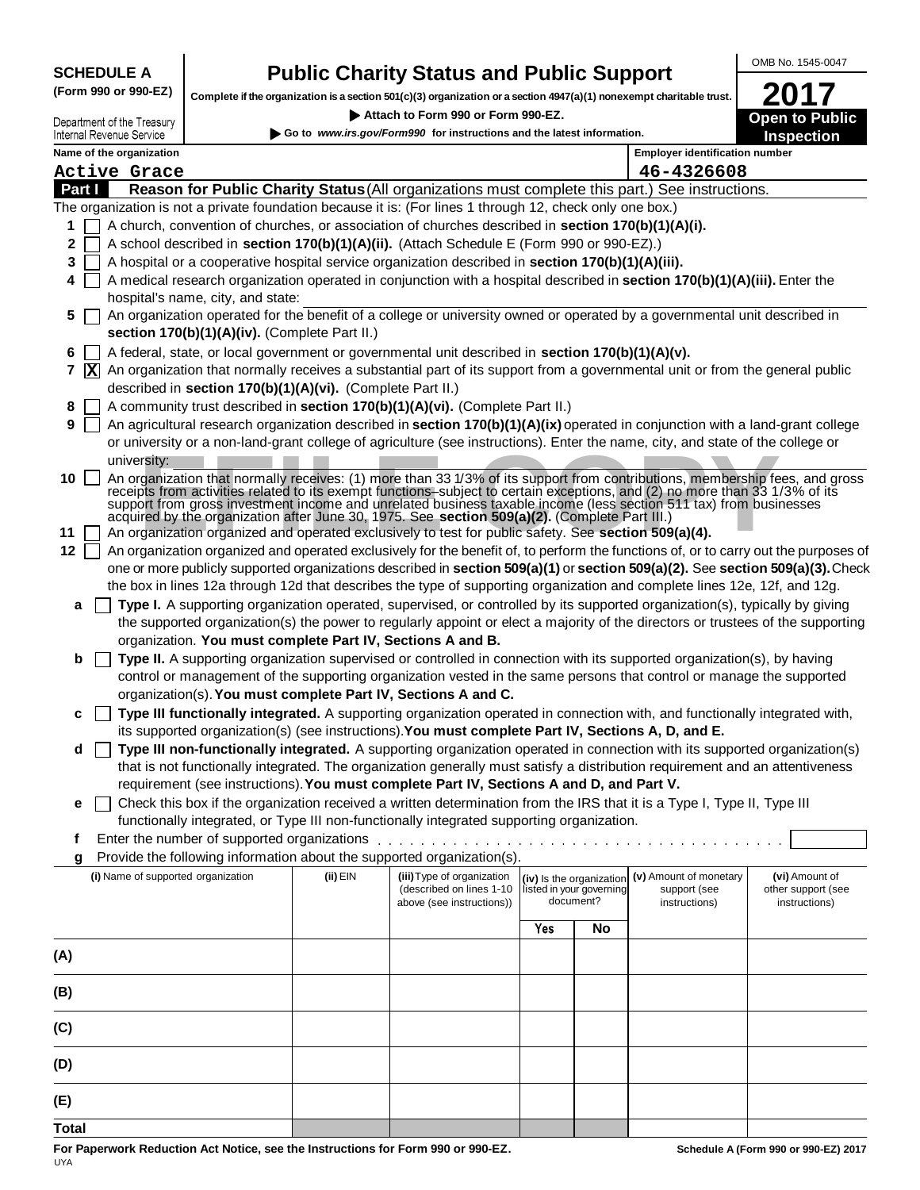**SCHEDULE A**
**(Form 990 or 990-EZ)**

Department of the Treasury
Internal Revenue Service

# Public Charity Status and Public Support

**Complete if the organization is a section 501(c)(3) organization or a section 4947(a)(1) nonexempt charitable trust.**

▶ **Attach to Form 990 or Form 990-EZ.**

▶ **Go to** ***www.irs.gov/Form990*** **for instructions and the latest information.**

OMB No. 1545-0047

**2017**

**Open to Public Inspection**

**Name of the organization:** Active Grace

**Employer identification number:** 46-4326608

## Part I Reason for Public Charity Status (All organizations must complete this part.) See instructions.

The organization is not a private foundation because it is: (For lines 1 through 12, check only one box.)

1 [ ] A church, convention of churches, or association of churches described in **section 170(b)(1)(A)(i).**

2 [ ] A school described in **section 170(b)(1)(A)(ii).** (Attach Schedule E (Form 990 or 990-EZ).)

3 [ ] A hospital or a cooperative hospital service organization described in **section 170(b)(1)(A)(iii).**

4 [ ] A medical research organization operated in conjunction with a hospital described in **section 170(b)(1)(A)(iii).** Enter the hospital's name, city, and state:

5 [ ] An organization operated for the benefit of a college or university owned or operated by a governmental unit described in **section 170(b)(1)(A)(iv).** (Complete Part II.)

6 [ ] A federal, state, or local government or governmental unit described in **section 170(b)(1)(A)(v).**

7 [X] An organization that normally receives a substantial part of its support from a governmental unit or from the general public described in **section 170(b)(1)(A)(vi).** (Complete Part II.)

8 [ ] A community trust described in **section 170(b)(1)(A)(vi).** (Complete Part II.)

9 [ ] An agricultural research organization described in **section 170(b)(1)(A)(ix)** operated in conjunction with a land-grant college or university or a non-land-grant college of agriculture (see instructions). Enter the name, city, and state of the college or university:

10 [ ] An organization that normally receives: (1) more than 33 1/3% of its support from contributions, membership fees, and gross receipts from activities related to its exempt functions–subject to certain exceptions, and (2) no more than 33 1/3% of its support from gross investment income and unrelated business taxable income (less section 511 tax) from businesses acquired by the organization after June 30, 1975. See **section 509(a)(2).** (Complete Part III.)

11 [ ] An organization organized and operated exclusively to test for public safety. See **section 509(a)(4).**

12 [ ] An organization organized and operated exclusively for the benefit of, to perform the functions of, or to carry out the purposes of one or more publicly supported organizations described in **section 509(a)(1)** or **section 509(a)(2).** See **section 509(a)(3).** Check the box in lines 12a through 12d that describes the type of supporting organization and complete lines 12e, 12f, and 12g.

a [ ] **Type I.** A supporting organization operated, supervised, or controlled by its supported organization(s), typically by giving the supported organization(s) the power to regularly appoint or elect a majority of the directors or trustees of the supporting organization. **You must complete Part IV, Sections A and B.**

b [ ] **Type II.** A supporting organization supervised or controlled in connection with its supported organization(s), by having control or management of the supporting organization vested in the same persons that control or manage the supported organization(s). **You must complete Part IV, Sections A and C.**

c [ ] **Type III functionally integrated.** A supporting organization operated in connection with, and functionally integrated with, its supported organization(s) (see instructions). **You must complete Part IV, Sections A, D, and E.**

d [ ] **Type III non-functionally integrated.** A supporting organization operated in connection with its supported organization(s) that is not functionally integrated. The organization generally must satisfy a distribution requirement and an attentiveness requirement (see instructions). **You must complete Part IV, Sections A and D, and Part V.**

e [ ] Check this box if the organization received a written determination from the IRS that it is a Type I, Type II, Type III functionally integrated, or Type III non-functionally integrated supporting organization.

f Enter the number of supported organizations . . . . . . . . . .

g Provide the following information about the supported organization(s).

| (i) Name of supported organization | (ii) EIN | (iii) Type of organization (described on lines 1-10 above (see instructions)) | (iv) Is the organization listed in your governing document? | | (v) Amount of monetary support (see instructions) | (vi) Amount of other support (see instructions) |
|---|---|---|---|---|---|---|
| | | | Yes | No | | |
| (A) | | | | | | |
| (B) | | | | | | |
| (C) | | | | | | |
| (D) | | | | | | |
| (E) | | | | | | |
| Total | | | | | | |

**For Paperwork Reduction Act Notice, see the Instructions for Form 990 or 990-EZ.** **Schedule A (Form 990 or 990-EZ) 2017**

UYA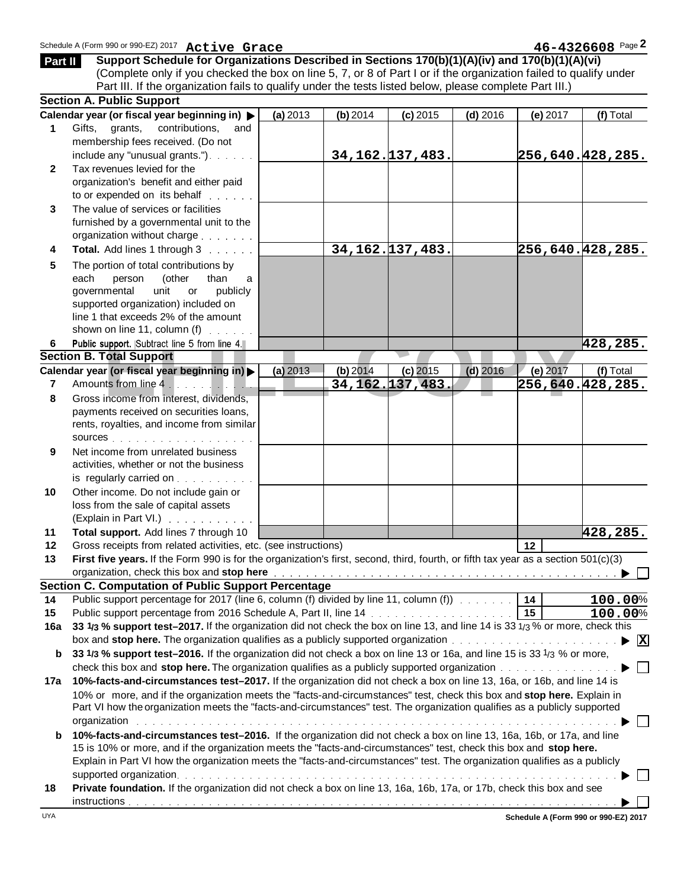Active Grace 46-4326608

**Part II** **Support Schedule for Organizations Described in Sections 170(b)(1)(A)(iv) and 170(b)(1)(A)(vi)**
(Complete only if you checked the box on line 5, 7, or 8 of Part I or if the organization failed to qualify under Part III. If the organization fails to qualify under the tests listed below, please complete Part III.)

## Section A. Public Support

| | Calendar year (or fiscal year beginning in) ▶ | (a) 2013 | (b) 2014 | (c) 2015 | (d) 2016 | (e) 2017 | (f) Total |
|---|---|---|---|---|---|---|---|
| 1 | Gifts, grants, contributions, and membership fees received. (Do not include any "unusual grants.") | | 34,162. | 137,483. | | 256,640. | 428,285. |
| 2 | Tax revenues levied for the organization's benefit and either paid to or expended on its behalf | | | | | | |
| 3 | The value of services or facilities furnished by a governmental unit to the organization without charge | | | | | | |
| 4 | **Total.** Add lines 1 through 3 | | 34,162. | 137,483. | | 256,640. | 428,285. |
| 5 | The portion of total contributions by each person (other than a governmental unit or publicly supported organization) included on line 1 that exceeds 2% of the amount shown on line 11, column (f) | | | | | | |
| 6 | **Public support.** Subtract line 5 from line 4. | | | | | | 428,285. |

## Section B. Total Support

| | Calendar year (or fiscal year beginning in) ▶ | (a) 2013 | (b) 2014 | (c) 2015 | (d) 2016 | (e) 2017 | (f) Total |
|---|---|---|---|---|---|---|---|
| 7 | Amounts from line 4 | | 34,162. | 137,483. | | 256,640. | 428,285. |
| 8 | Gross income from interest, dividends, payments received on securities loans, rents, royalties, and income from similar sources | | | | | | |
| 9 | Net income from unrelated business activities, whether or not the business is regularly carried on | | | | | | |
| 10 | Other income. Do not include gain or loss from the sale of capital assets (Explain in Part VI.) | | | | | | |
| 11 | **Total support.** Add lines 7 through 10 | | | | | | 428,285. |

**12** Gross receipts from related activities, etc. (see instructions) | **12** |

**13** **First five years.** If the Form 990 is for the organization's first, second, third, fourth, or fifth tax year as a section 501(c)(3) organization, check this box and **stop here** ▶ ☐

## Section C. Computation of Public Support Percentage

**14** Public support percentage for 2017 (line 6, column (f) divided by line 11, column (f)) | **14** | 100.00%

**15** Public support percentage from 2016 Schedule A, Part II, line 14 | **15** | 100.00%

**16a** **33 1/3 % support test–2017.** If the organization did not check the box on line 13, and line 14 is 33 1/3 % or more, check this box and **stop here.** The organization qualifies as a publicly supported organization ▶ ☒

**b** **33 1/3 % support test–2016.** If the organization did not check a box on line 13 or 16a, and line 15 is 33 1/3 % or more, check this box and **stop here.** The organization qualifies as a publicly supported organization ▶ ☐

**17a** **10%-facts-and-circumstances test–2017.** If the organization did not check a box on line 13, 16a, or 16b, and line 14 is 10% or more, and if the organization meets the "facts-and-circumstances" test, check this box and **stop here.** Explain in Part VI how the organization meets the "facts-and-circumstances" test. The organization qualifies as a publicly supported organization ▶ ☐

**b** **10%-facts-and-circumstances test–2016.** If the organization did not check a box on line 13, 16a, 16b, or 17a, and line 15 is 10% or more, and if the organization meets the "facts-and-circumstances" test, check this box and **stop here.** Explain in Part VI how the organization meets the "facts-and-circumstances" test. The organization qualifies as a publicly supported organization ▶ ☐

**18** **Private foundation.** If the organization did not check a box on line 13, 16a, 16b, 17a, or 17b, check this box and see instructions ▶ ☐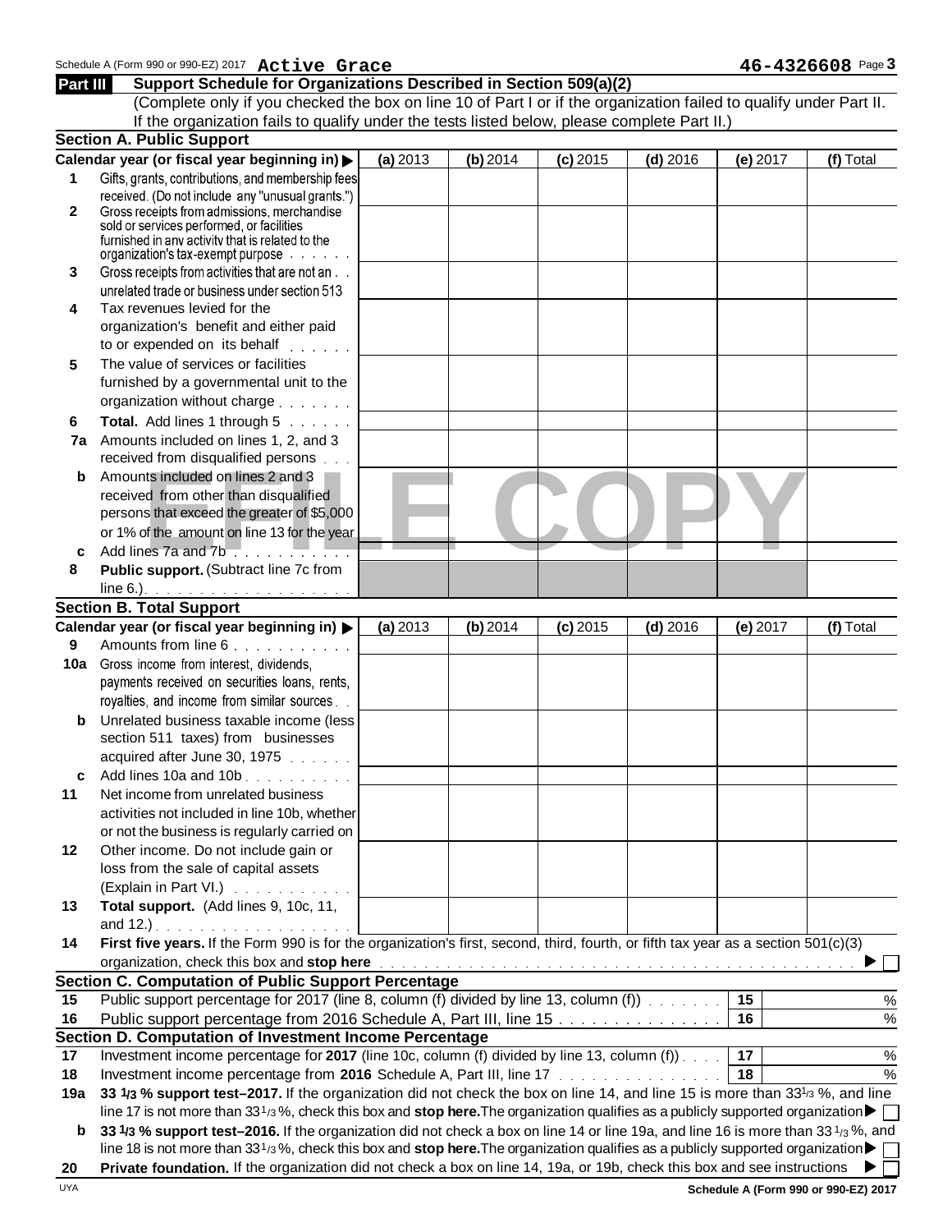Schedule A (Form 990 or 990-EZ) 2017 **Active Grace** **46-4326608** Page **3**

## Part III Support Schedule for Organizations Described in Section 509(a)(2)

(Complete only if you checked the box on line 10 of Part I or if the organization failed to qualify under Part II. If the organization fails to qualify under the tests listed below, please complete Part II.)

### Section A. Public Support

| | Calendar year (or fiscal year beginning in) ▶ | (a) 2013 | (b) 2014 | (c) 2015 | (d) 2016 | (e) 2017 | (f) Total |
|---|---|---|---|---|---|---|---|
| 1 | Gifts, grants, contributions, and membership fees received. (Do not include any "unusual grants.") | | | | | | |
| 2 | Gross receipts from admissions, merchandise sold or services performed, or facilities furnished in any activity that is related to the organization's tax-exempt purpose | | | | | | |
| 3 | Gross receipts from activities that are not an unrelated trade or business under section 513 | | | | | | |
| 4 | Tax revenues levied for the organization's benefit and either paid to or expended on its behalf | | | | | | |
| 5 | The value of services or facilities furnished by a governmental unit to the organization without charge | | | | | | |
| 6 | **Total.** Add lines 1 through 5 | | | | | | |
| 7a | Amounts included on lines 1, 2, and 3 received from disqualified persons | | | | | | |
| b | Amounts included on lines 2 and 3 received from other than disqualified persons that exceed the greater of $5,000 or 1% of the amount on line 13 for the year | | | | | | |
| c | Add lines 7a and 7b | | | | | | |
| 8 | **Public support.** (Subtract line 7c from line 6.) | | | | | | |

### Section B. Total Support

| | Calendar year (or fiscal year beginning in) ▶ | (a) 2013 | (b) 2014 | (c) 2015 | (d) 2016 | (e) 2017 | (f) Total |
|---|---|---|---|---|---|---|---|
| 9 | Amounts from line 6 | | | | | | |
| 10a | Gross income from interest, dividends, payments received on securities loans, rents, royalties, and income from similar sources | | | | | | |
| b | Unrelated business taxable income (less section 511 taxes) from businesses acquired after June 30, 1975 | | | | | | |
| c | Add lines 10a and 10b | | | | | | |
| 11 | Net income from unrelated business activities not included in line 10b, whether or not the business is regularly carried on | | | | | | |
| 12 | Other income. Do not include gain or loss from the sale of capital assets (Explain in Part VI.) | | | | | | |
| 13 | **Total support.** (Add lines 9, 10c, 11, and 12.) | | | | | | |

**14** **First five years.** If the Form 990 is for the organization's first, second, third, fourth, or fifth tax year as a section 501(c)(3) organization, check this box and **stop here** ▶ ☐

### Section C. Computation of Public Support Percentage

| | | | |
|---|---|---|---|
| 15 | Public support percentage for 2017 (line 8, column (f) divided by line 13, column (f)) | 15 | % |
| 16 | Public support percentage from 2016 Schedule A, Part III, line 15 | 16 | % |

### Section D. Computation of Investment Income Percentage

| | | | |
|---|---|---|---|
| 17 | Investment income percentage for **2017** (line 10c, column (f) divided by line 13, column (f)) | 17 | % |
| 18 | Investment income percentage from **2016** Schedule A, Part III, line 17 | 18 | % |

**19a** **33 1/3 % support test–2017.** If the organization did not check the box on line 14, and line 15 is more than 33 1/3 %, and line 17 is not more than 33 1/3 %, check this box and **stop here.** The organization qualifies as a publicly supported organization ▶ ☐

**b** **33 1/3 % support test–2016.** If the organization did not check a box on line 14 or line 19a, and line 16 is more than 33 1/3 %, and line 18 is not more than 33 1/3 %, check this box and **stop here.** The organization qualifies as a publicly supported organization ▶ ☐

**20** **Private foundation.** If the organization did not check a box on line 14, 19a, or 19b, check this box and see instructions ▶ ☐

Schedule A (Form 990 or 990-EZ) 2017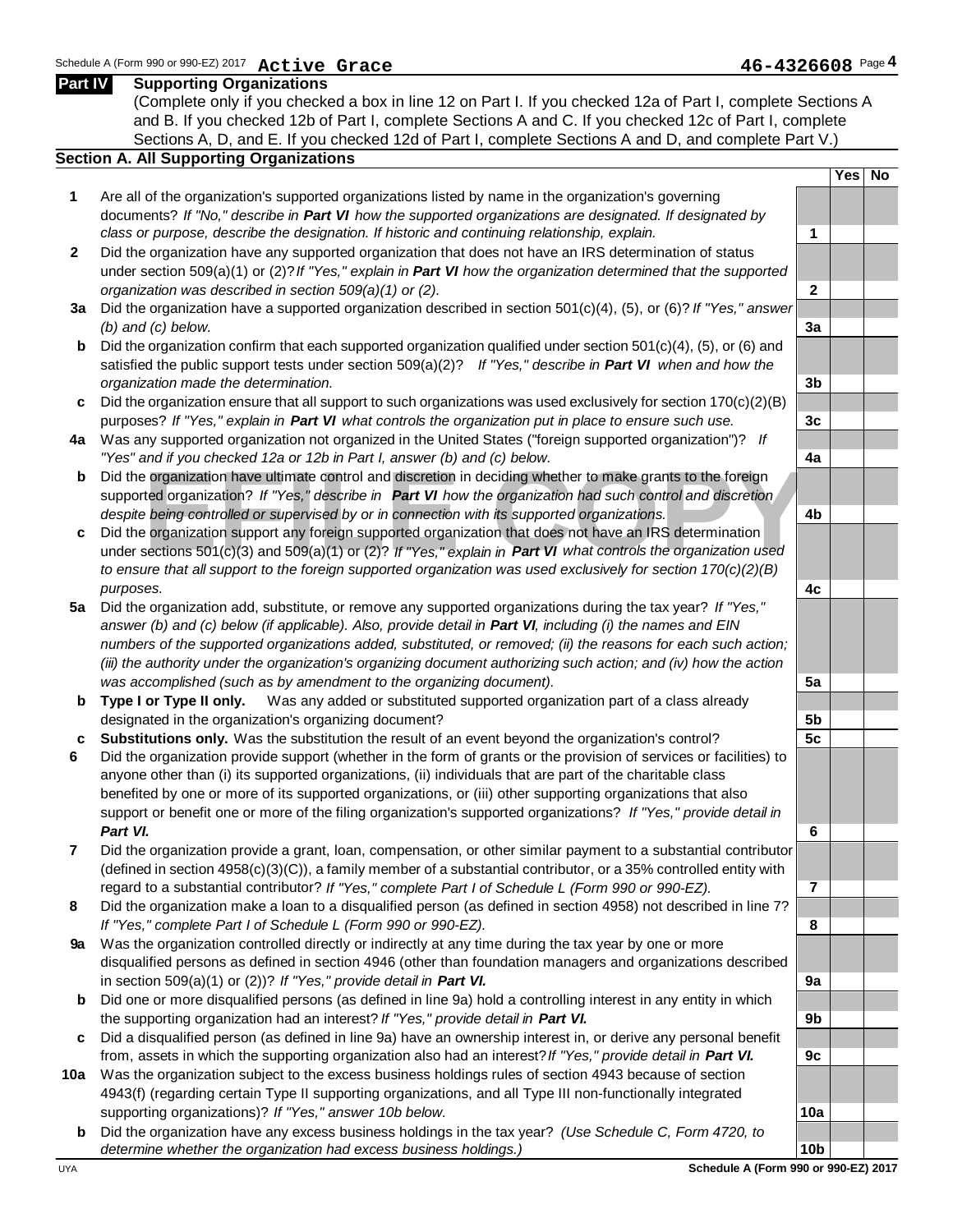Schedule A (Form 990 or 990-EZ) 2017 **Active Grace** **46-4326608** Page **4**

## Part IV Supporting Organizations

(Complete only if you checked a box in line 12 on Part I. If you checked 12a of Part I, complete Sections A and B. If you checked 12b of Part I, complete Sections A and C. If you checked 12c of Part I, complete Sections A, D, and E. If you checked 12d of Part I, complete Sections A and D, and complete Part V.)

### Section A. All Supporting Organizations

| | | | Yes | No |
|---|---|---|---|---|
| **1** | Are all of the organization's supported organizations listed by name in the organization's governing documents? *If "No," describe in **Part VI** how the supported organizations are designated. If designated by class or purpose, describe the designation. If historic and continuing relationship, explain.* | **1** | | |
| **2** | Did the organization have any supported organization that does not have an IRS determination of status under section 509(a)(1) or (2)? *If "Yes," explain in **Part VI** how the organization determined that the supported organization was described in section 509(a)(1) or (2).* | **2** | | |
| **3a** | Did the organization have a supported organization described in section 501(c)(4), (5), or (6)? *If "Yes," answer (b) and (c) below.* | **3a** | | |
| **b** | Did the organization confirm that each supported organization qualified under section 501(c)(4), (5), or (6) and satisfied the public support tests under section 509(a)(2)? *If "Yes," describe in **Part VI** when and how the organization made the determination.* | **3b** | | |
| **c** | Did the organization ensure that all support to such organizations was used exclusively for section 170(c)(2)(B) purposes? *If "Yes," explain in **Part VI** what controls the organization put in place to ensure such use.* | **3c** | | |
| **4a** | Was any supported organization not organized in the United States ("foreign supported organization")? *If "Yes" and if you checked 12a or 12b in Part I, answer (b) and (c) below.* | **4a** | | |
| **b** | Did the organization have ultimate control and discretion in deciding whether to make grants to the foreign supported organization? *If "Yes," describe in **Part VI** how the organization had such control and discretion despite being controlled or supervised by or in connection with its supported organizations.* | **4b** | | |
| **c** | Did the organization support any foreign supported organization that does not have an IRS determination under sections 501(c)(3) and 509(a)(1) or (2)? *If "Yes," explain in **Part VI** what controls the organization used to ensure that all support to the foreign supported organization was used exclusively for section 170(c)(2)(B) purposes.* | **4c** | | |
| **5a** | Did the organization add, substitute, or remove any supported organizations during the tax year? *If "Yes," answer (b) and (c) below (if applicable). Also, provide detail in **Part VI**, including (i) the names and EIN numbers of the supported organizations added, substituted, or removed; (ii) the reasons for each such action; (iii) the authority under the organization's organizing document authorizing such action; and (iv) how the action was accomplished (such as by amendment to the organizing document).* | **5a** | | |
| **b** | **Type I or Type II only.** Was any added or substituted supported organization part of a class already designated in the organization's organizing document? | **5b** | | |
| **c** | **Substitutions only.** Was the substitution the result of an event beyond the organization's control? | **5c** | | |
| **6** | Did the organization provide support (whether in the form of grants or the provision of services or facilities) to anyone other than (i) its supported organizations, (ii) individuals that are part of the charitable class benefited by one or more of its supported organizations, or (iii) other supporting organizations that also support or benefit one or more of the filing organization's supported organizations? *If "Yes," provide detail in **Part VI.*** | **6** | | |
| **7** | Did the organization provide a grant, loan, compensation, or other similar payment to a substantial contributor (defined in section 4958(c)(3)(C)), a family member of a substantial contributor, or a 35% controlled entity with regard to a substantial contributor? *If "Yes," complete Part I of Schedule L (Form 990 or 990-EZ).* | **7** | | |
| **8** | Did the organization make a loan to a disqualified person (as defined in section 4958) not described in line 7? *If "Yes," complete Part I of Schedule L (Form 990 or 990-EZ).* | **8** | | |
| **9a** | Was the organization controlled directly or indirectly at any time during the tax year by one or more disqualified persons as defined in section 4946 (other than foundation managers and organizations described in section 509(a)(1) or (2))? *If "Yes," provide detail in **Part VI.*** | **9a** | | |
| **b** | Did one or more disqualified persons (as defined in line 9a) hold a controlling interest in any entity in which the supporting organization had an interest? *If "Yes," provide detail in **Part VI.*** | **9b** | | |
| **c** | Did a disqualified person (as defined in line 9a) have an ownership interest in, or derive any personal benefit from, assets in which the supporting organization also had an interest? *If "Yes," provide detail in **Part VI.*** | **9c** | | |
| **10a** | Was the organization subject to the excess business holdings rules of section 4943 because of section 4943(f) (regarding certain Type II supporting organizations, and all Type III non-functionally integrated supporting organizations)? *If "Yes," answer 10b below.* | **10a** | | |
| **b** | Did the organization have any excess business holdings in the tax year? *(Use Schedule C, Form 4720, to determine whether the organization had excess business holdings.)* | **10b** | | |

UYA **Schedule A (Form 990 or 990-EZ) 2017**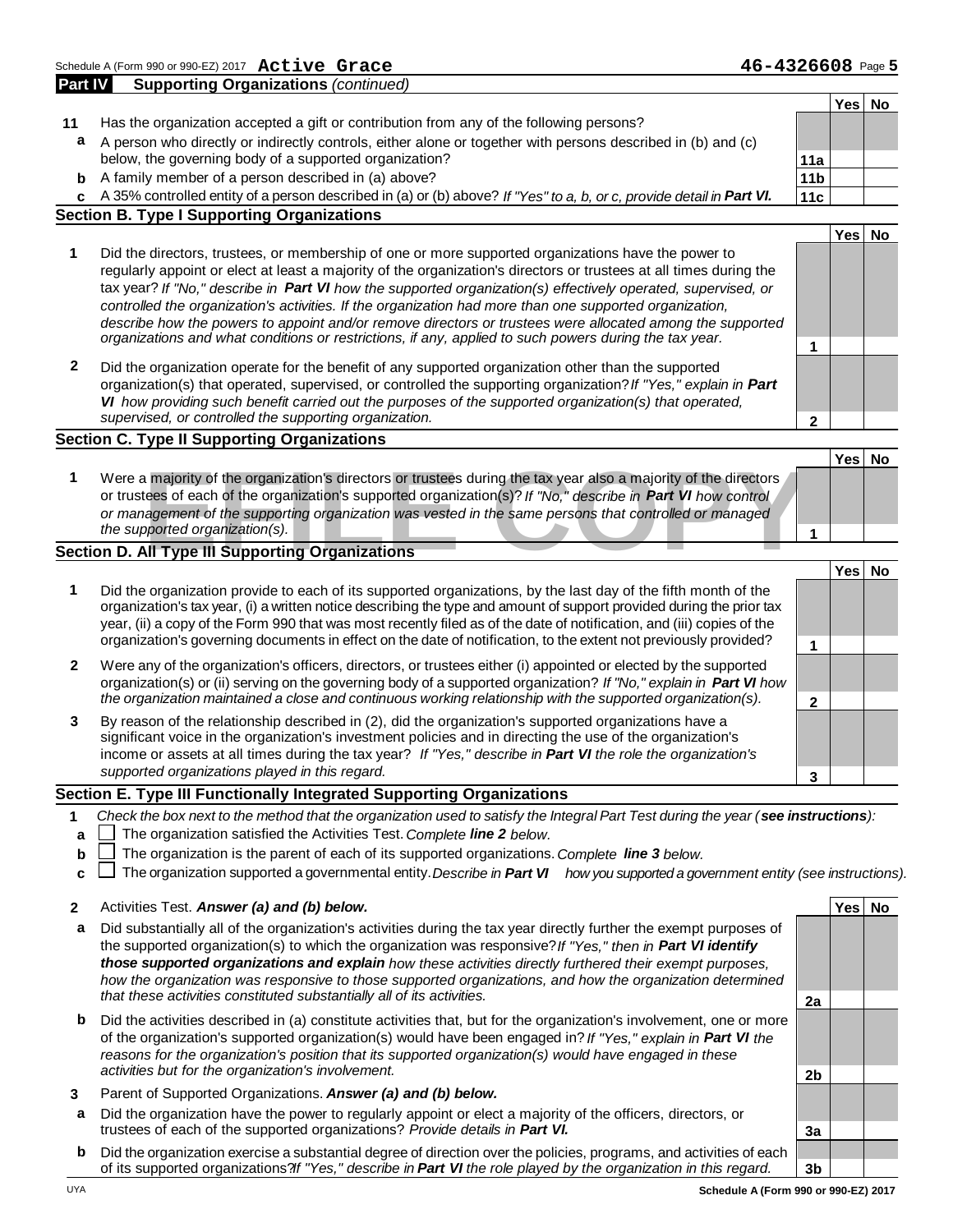Schedule A (Form 990 or 990-EZ) 2017 **Active Grace** **46-4326608**

**Part IV** **Supporting Organizations** *(continued)*

| | | | Yes | No |
|---|---|---|---|---|
| **11** | Has the organization accepted a gift or contribution from any of the following persons? | | | |
| **a** | A person who directly or indirectly controls, either alone or together with persons described in (b) and (c) below, the governing body of a supported organization? | **11a** | | |
| **b** | A family member of a person described in (a) above? | **11b** | | |
| **c** | A 35% controlled entity of a person described in (a) or (b) above? *If "Yes" to a, b, or c, provide detail in* ***Part VI.*** | **11c** | | |

**Section B. Type I Supporting Organizations**

| | | | Yes | No |
|---|---|---|---|---|
| **1** | Did the directors, trustees, or membership of one or more supported organizations have the power to regularly appoint or elect at least a majority of the organization's directors or trustees at all times during the tax year? *If "No," describe in* ***Part VI*** *how the supported organization(s) effectively operated, supervised, or controlled the organization's activities. If the organization had more than one supported organization, describe how the powers to appoint and/or remove directors or trustees were allocated among the supported organizations and what conditions or restrictions, if any, applied to such powers during the tax year.* | **1** | | |
| **2** | Did the organization operate for the benefit of any supported organization other than the supported organization(s) that operated, supervised, or controlled the supporting organization? *If "Yes," explain in* ***Part VI*** *how providing such benefit carried out the purposes of the supported organization(s) that operated, supervised, or controlled the supporting organization.* | **2** | | |

**Section C. Type II Supporting Organizations**

| | | | Yes | No |
|---|---|---|---|---|
| **1** | Were a majority of the organization's directors or trustees during the tax year also a majority of the directors or trustees of each of the organization's supported organization(s)? *If "No," describe in* ***Part VI*** *how control or management of the supporting organization was vested in the same persons that controlled or managed the supported organization(s).* | **1** | | |

**Section D. All Type III Supporting Organizations**

| | | | Yes | No |
|---|---|---|---|---|
| **1** | Did the organization provide to each of its supported organizations, by the last day of the fifth month of the organization's tax year, (i) a written notice describing the type and amount of support provided during the prior tax year, (ii) a copy of the Form 990 that was most recently filed as of the date of notification, and (iii) copies of the organization's governing documents in effect on the date of notification, to the extent not previously provided? | **1** | | |
| **2** | Were any of the organization's officers, directors, or trustees either (i) appointed or elected by the supported organization(s) or (ii) serving on the governing body of a supported organization? *If "No," explain in* ***Part VI*** *how the organization maintained a close and continuous working relationship with the supported organization(s).* | **2** | | |
| **3** | By reason of the relationship described in (2), did the organization's supported organizations have a significant voice in the organization's investment policies and in directing the use of the organization's income or assets at all times during the tax year? *If "Yes," describe in* ***Part VI*** *the role the organization's supported organizations played in this regard.* | **3** | | |

**Section E. Type III Functionally Integrated Supporting Organizations**

**1** *Check the box next to the method that the organization used to satisfy the Integral Part Test during the year (**see instructions**):*

- **a** ☐ The organization satisfied the Activities Test. *Complete* ***line 2*** *below.*
- **b** ☐ The organization is the parent of each of its supported organizations. *Complete* ***line 3*** *below.*
- **c** ☐ The organization supported a governmental entity. *Describe in* ***Part VI*** *how you supported a government entity (see instructions).*

| | | | Yes | No |
|---|---|---|---|---|
| **2** | Activities Test. ***Answer (a) and (b) below.*** | | | |
| **a** | Did substantially all of the organization's activities during the tax year directly further the exempt purposes of the supported organization(s) to which the organization was responsive? *If "Yes," then in* ***Part VI identify those supported organizations and explain*** *how these activities directly furthered their exempt purposes, how the organization was responsive to those supported organizations, and how the organization determined that these activities constituted substantially all of its activities.* | **2a** | | |
| **b** | Did the activities described in (a) constitute activities that, but for the organization's involvement, one or more of the organization's supported organization(s) would have been engaged in? *If "Yes," explain in* ***Part VI*** *the reasons for the organization's position that its supported organization(s) would have engaged in these activities but for the organization's involvement.* | **2b** | | |
| **3** | Parent of Supported Organizations. ***Answer (a) and (b) below.*** | | | |
| **a** | Did the organization have the power to regularly appoint or elect a majority of the officers, directors, or trustees of each of the supported organizations? *Provide details in* ***Part VI.*** | **3a** | | |
| **b** | Did the organization exercise a substantial degree of direction over the policies, programs, and activities of each of its supported organizations? *If "Yes," describe in* ***Part VI*** *the role played by the organization in this regard.* | **3b** | | |

UYA **Schedule A (Form 990 or 990-EZ) 2017**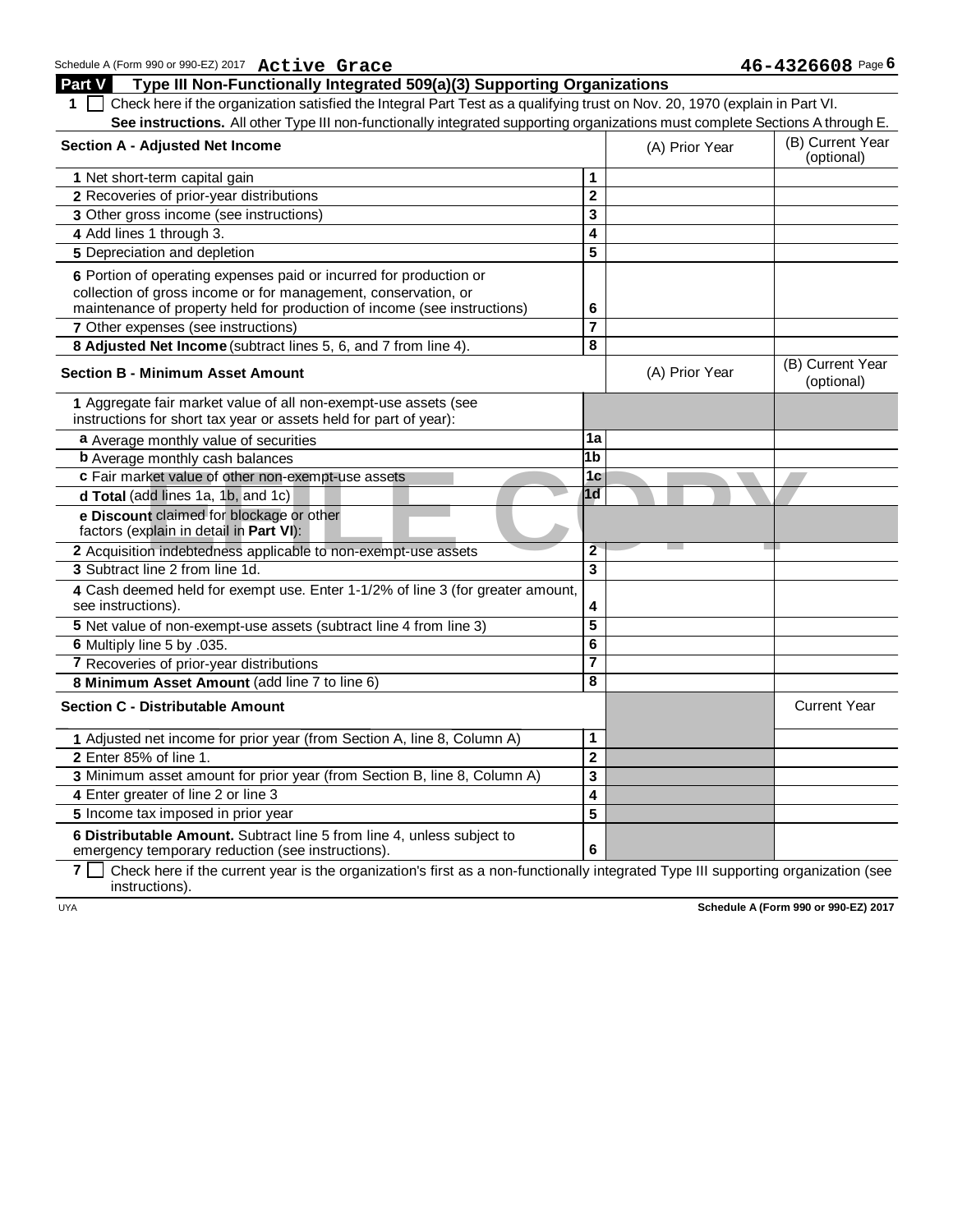Schedule A (Form 990 or 990-EZ) 2017 **Active Grace** **46-4326608** Page **6**

## Part V Type III Non-Functionally Integrated 509(a)(3) Supporting Organizations

**1** ☐ Check here if the organization satisfied the Integral Part Test as a qualifying trust on Nov. 20, 1970 (explain in Part VI. **See instructions.** All other Type III non-functionally integrated supporting organizations must complete Sections A through E.

| Section A - Adjusted Net Income | | (A) Prior Year | (B) Current Year (optional) |
|---|---|---|---|
| 1 Net short-term capital gain | 1 | | |
| 2 Recoveries of prior-year distributions | 2 | | |
| 3 Other gross income (see instructions) | 3 | | |
| 4 Add lines 1 through 3. | 4 | | |
| 5 Depreciation and depletion | 5 | | |
| 6 Portion of operating expenses paid or incurred for production or collection of gross income or for management, conservation, or maintenance of property held for production of income (see instructions) | 6 | | |
| 7 Other expenses (see instructions) | 7 | | |
| 8 **Adjusted Net Income** (subtract lines 5, 6, and 7 from line 4). | 8 | | |

| Section B - Minimum Asset Amount | | (A) Prior Year | (B) Current Year (optional) |
|---|---|---|---|
| 1 Aggregate fair market value of all non-exempt-use assets (see instructions for short tax year or assets held for part of year): | | | |
| a Average monthly value of securities | 1a | | |
| b Average monthly cash balances | 1b | | |
| c Fair market value of other non-exempt-use assets | 1c | | |
| d **Total** (add lines 1a, 1b, and 1c) | 1d | | |
| e **Discount** claimed for blockage or other factors (explain in detail in **Part VI**): | | | |
| 2 Acquisition indebtedness applicable to non-exempt-use assets | 2 | | |
| 3 Subtract line 2 from line 1d. | 3 | | |
| 4 Cash deemed held for exempt use. Enter 1-1/2% of line 3 (for greater amount, see instructions). | 4 | | |
| 5 Net value of non-exempt-use assets (subtract line 4 from line 3) | 5 | | |
| 6 Multiply line 5 by .035. | 6 | | |
| 7 Recoveries of prior-year distributions | 7 | | |
| 8 **Minimum Asset Amount** (add line 7 to line 6) | 8 | | |

| Section C - Distributable Amount | | | Current Year |
|---|---|---|---|
| 1 Adjusted net income for prior year (from Section A, line 8, Column A) | 1 | | |
| 2 Enter 85% of line 1. | 2 | | |
| 3 Minimum asset amount for prior year (from Section B, line 8, Column A) | 3 | | |
| 4 Enter greater of line 2 or line 3 | 4 | | |
| 5 Income tax imposed in prior year | 5 | | |
| 6 **Distributable Amount.** Subtract line 5 from line 4, unless subject to emergency temporary reduction (see instructions). | 6 | | |

**7** ☐ Check here if the current year is the organization's first as a non-functionally integrated Type III supporting organization (see instructions).

UYA **Schedule A (Form 990 or 990-EZ) 2017**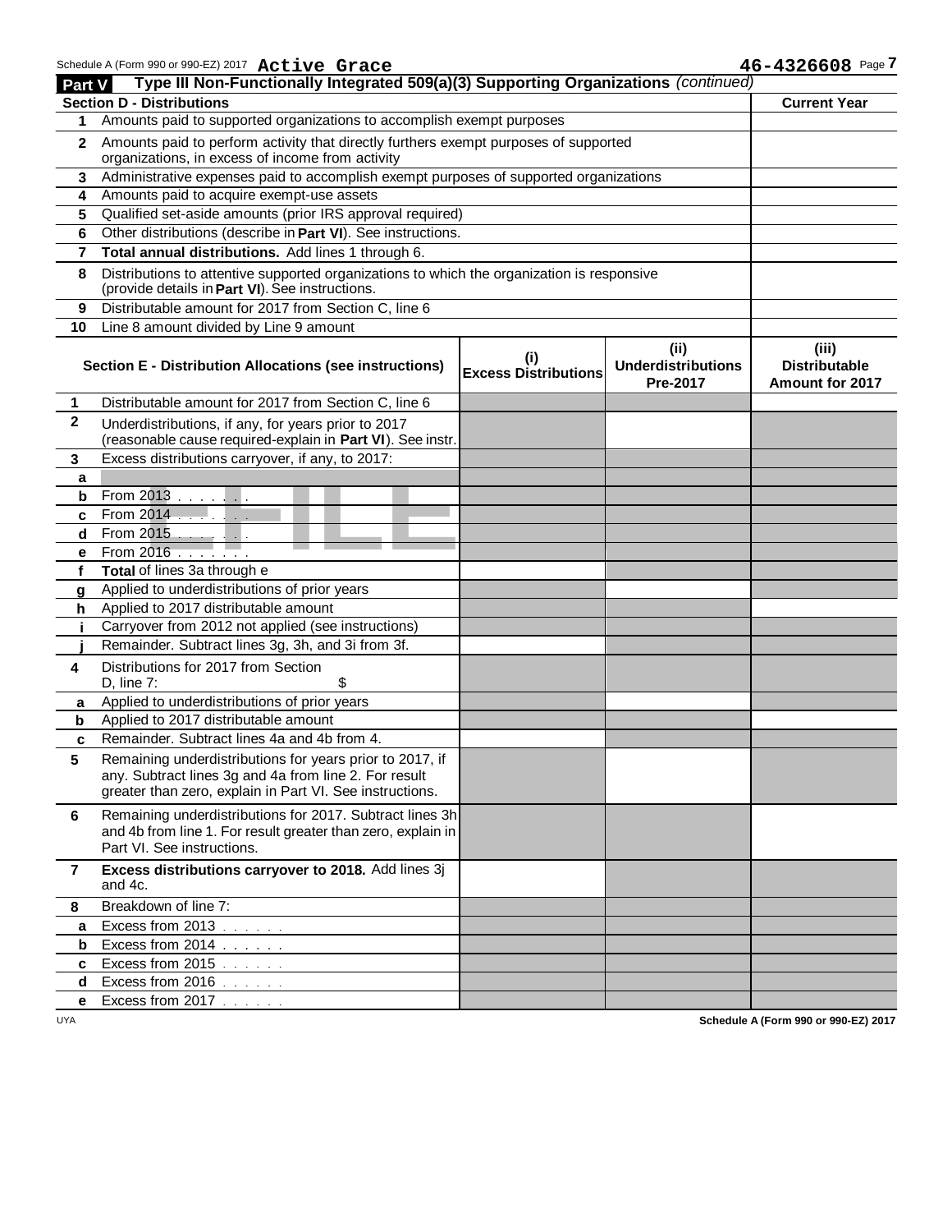Schedule A (Form 990 or 990-EZ) 2017 **Active Grace** **46-4326608** Page **7**

## Part V Type III Non-Functionally Integrated 509(a)(3) Supporting Organizations *(continued)*

| Section D - Distributions | | Current Year |
|---|---|---|
| 1 | Amounts paid to supported organizations to accomplish exempt purposes | |
| 2 | Amounts paid to perform activity that directly furthers exempt purposes of supported organizations, in excess of income from activity | |
| 3 | Administrative expenses paid to accomplish exempt purposes of supported organizations | |
| 4 | Amounts paid to acquire exempt-use assets | |
| 5 | Qualified set-aside amounts (prior IRS approval required) | |
| 6 | Other distributions (describe in **Part VI**). See instructions. | |
| 7 | **Total annual distributions.** Add lines 1 through 6. | |
| 8 | Distributions to attentive supported organizations to which the organization is responsive (provide details in **Part VI**). See instructions. | |
| 9 | Distributable amount for 2017 from Section C, line 6 | |
| 10 | Line 8 amount divided by Line 9 amount | |

| | Section E - Distribution Allocations (see instructions) | (i) Excess Distributions | (ii) Underdistributions Pre-2017 | (iii) Distributable Amount for 2017 |
|---|---|---|---|---|
| 1 | Distributable amount for 2017 from Section C, line 6 | | | |
| 2 | Underdistributions, if any, for years prior to 2017 (reasonable cause required-explain in **Part VI**). See instr. | | | |
| 3 | Excess distributions carryover, if any, to 2017: | | | |
| a | | | | |
| b | From 2013 | | | |
| c | From 2014 | | | |
| d | From 2015 | | | |
| e | From 2016 | | | |
| f | **Total** of lines 3a through e | | | |
| g | Applied to underdistributions of prior years | | | |
| h | Applied to 2017 distributable amount | | | |
| i | Carryover from 2012 not applied (see instructions) | | | |
| j | Remainder. Subtract lines 3g, 3h, and 3i from 3f. | | | |
| 4 | Distributions for 2017 from Section D, line 7: $ | | | |
| a | Applied to underdistributions of prior years | | | |
| b | Applied to 2017 distributable amount | | | |
| c | Remainder. Subtract lines 4a and 4b from 4. | | | |
| 5 | Remaining underdistributions for years prior to 2017, if any. Subtract lines 3g and 4a from line 2. For result greater than zero, explain in Part VI. See instructions. | | | |
| 6 | Remaining underdistributions for 2017. Subtract lines 3h and 4b from line 1. For result greater than zero, explain in Part VI. See instructions. | | | |
| 7 | **Excess distributions carryover to 2018.** Add lines 3j and 4c. | | | |
| 8 | Breakdown of line 7: | | | |
| a | Excess from 2013 | | | |
| b | Excess from 2014 | | | |
| c | Excess from 2015 | | | |
| d | Excess from 2016 | | | |
| e | Excess from 2017 | | | |

UYA **Schedule A (Form 990 or 990-EZ) 2017**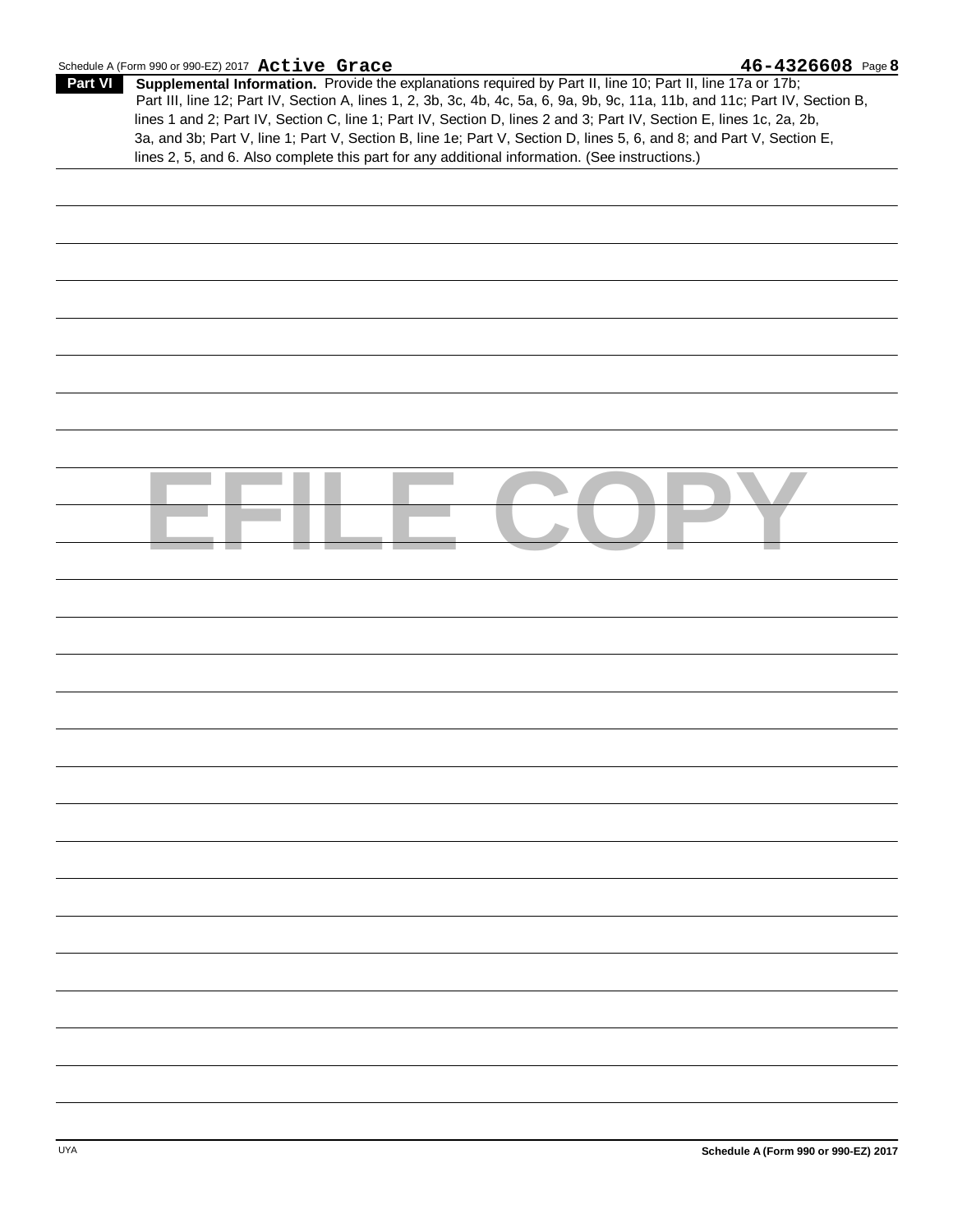Schedule A (Form 990 or 990-EZ) 2017 **Active Grace** **46-4326608** Page **8**

**Part VI** **Supplemental Information.** Provide the explanations required by Part II, line 10; Part II, line 17a or 17b; Part III, line 12; Part IV, Section A, lines 1, 2, 3b, 3c, 4b, 4c, 5a, 6, 9a, 9b, 9c, 11a, 11b, and 11c; Part IV, Section B, lines 1 and 2; Part IV, Section C, line 1; Part IV, Section D, lines 2 and 3; Part IV, Section E, lines 1c, 2a, 2b, 3a, and 3b; Part V, line 1; Part V, Section B, line 1e; Part V, Section D, lines 5, 6, and 8; and Part V, Section E, lines 2, 5, and 6. Also complete this part for any additional information. (See instructions.)

EFILE COPY

UYA

**Schedule A (Form 990 or 990-EZ) 2017**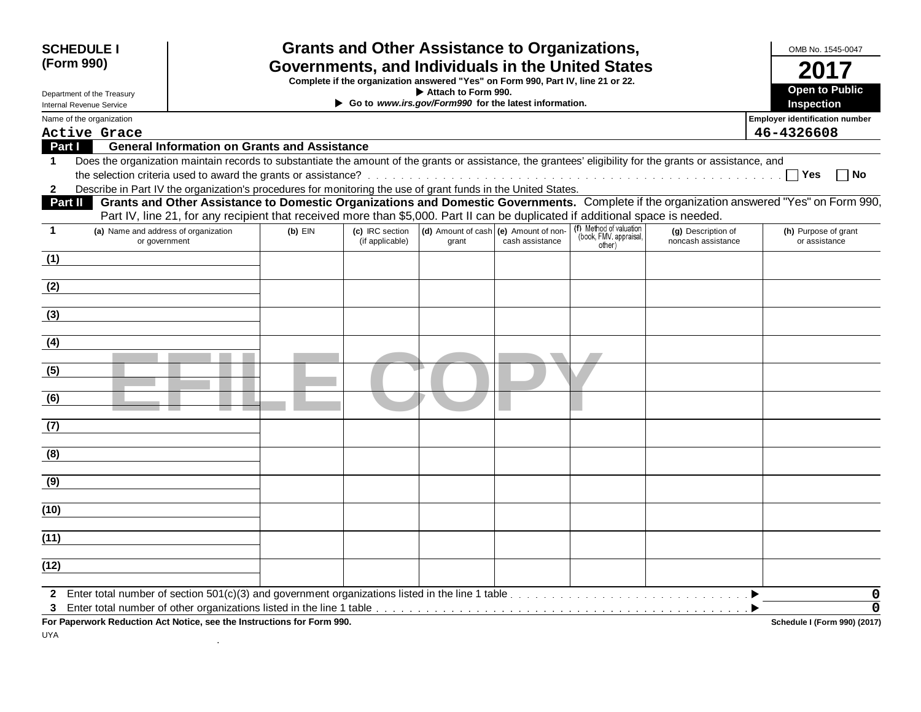**SCHEDULE I (Form 990)**

Department of the Treasury
Internal Revenue Service

# Grants and Other Assistance to Organizations, Governments, and Individuals in the United States

**Complete if the organization answered "Yes" on Form 990, Part IV, line 21 or 22.**
**▶ Attach to Form 990.**
**▶ Go to *www.irs.gov/Form990* for the latest information.**

OMB No. 1545-0047
**2017**
**Open to Public Inspection**

Name of the organization: Active Grace
Employer identification number: 46-4326608

**Part I — General Information on Grants and Assistance**

1 Does the organization maintain records to substantiate the amount of the grants or assistance, the grantees' eligibility for the grants or assistance, and the selection criteria used to award the grants or assistance? . . . . ☐ Yes ☐ No

2 Describe in Part IV the organization's procedures for monitoring the use of grant funds in the United States.

**Part II — Grants and Other Assistance to Domestic Organizations and Domestic Governments.** Complete if the organization answered "Yes" on Form 990, Part IV, line 21, for any recipient that received more than $5,000. Part II can be duplicated if additional space is needed.

| 1 | (a) Name and address of organization or government | (b) EIN | (c) IRC section (if applicable) | (d) Amount of cash grant | (e) Amount of non-cash assistance | (f) Method of valuation (book, FMV, appraisal, other) | (g) Description of noncash assistance | (h) Purpose of grant or assistance |
|---|---|---|---|---|---|---|---|---|
| (1) | | | | | | | | |
| (2) | | | | | | | | |
| (3) | | | | | | | | |
| (4) | | | | | | | | |
| (5) | | | | | | | | |
| (6) | | | | | | | | |
| (7) | | | | | | | | |
| (8) | | | | | | | | |
| (9) | | | | | | | | |
| (10) | | | | | | | | |
| (11) | | | | | | | | |
| (12) | | | | | | | | |

2 Enter total number of section 501(c)(3) and government organizations listed in the line 1 table . . . ▶ 0

3 Enter total number of other organizations listed in the line 1 table . . . ▶ 0

**For Paperwork Reduction Act Notice, see the Instructions for Form 990.**

UYA

**Schedule I (Form 990) (2017)**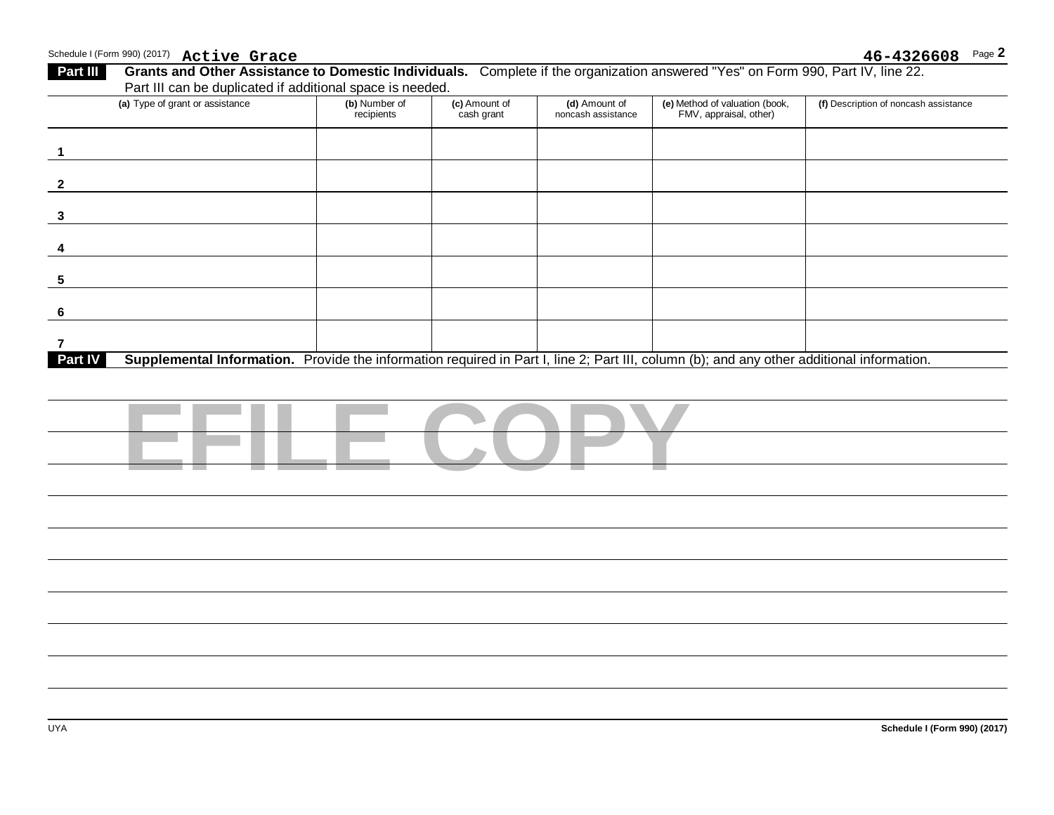Schedule I (Form 990) (2017) **Active Grace** **46-4326608** Page **2**

## Part III Grants and Other Assistance to Domestic Individuals.

Complete if the organization answered "Yes" on Form 990, Part IV, line 22. Part III can be duplicated if additional space is needed.

| (a) Type of grant or assistance | (b) Number of recipients | (c) Amount of cash grant | (d) Amount of noncash assistance | (e) Method of valuation (book, FMV, appraisal, other) | (f) Description of noncash assistance |
|---|---|---|---|---|---|
| 1 | | | | | |
| 2 | | | | | |
| 3 | | | | | |
| 4 | | | | | |
| 5 | | | | | |
| 6 | | | | | |
| 7 | | | | | |

## Part IV Supplemental Information.

Provide the information required in Part I, line 2; Part III, column (b); and any other additional information.

EFILE COPY

UYA

Schedule I (Form 990) (2017)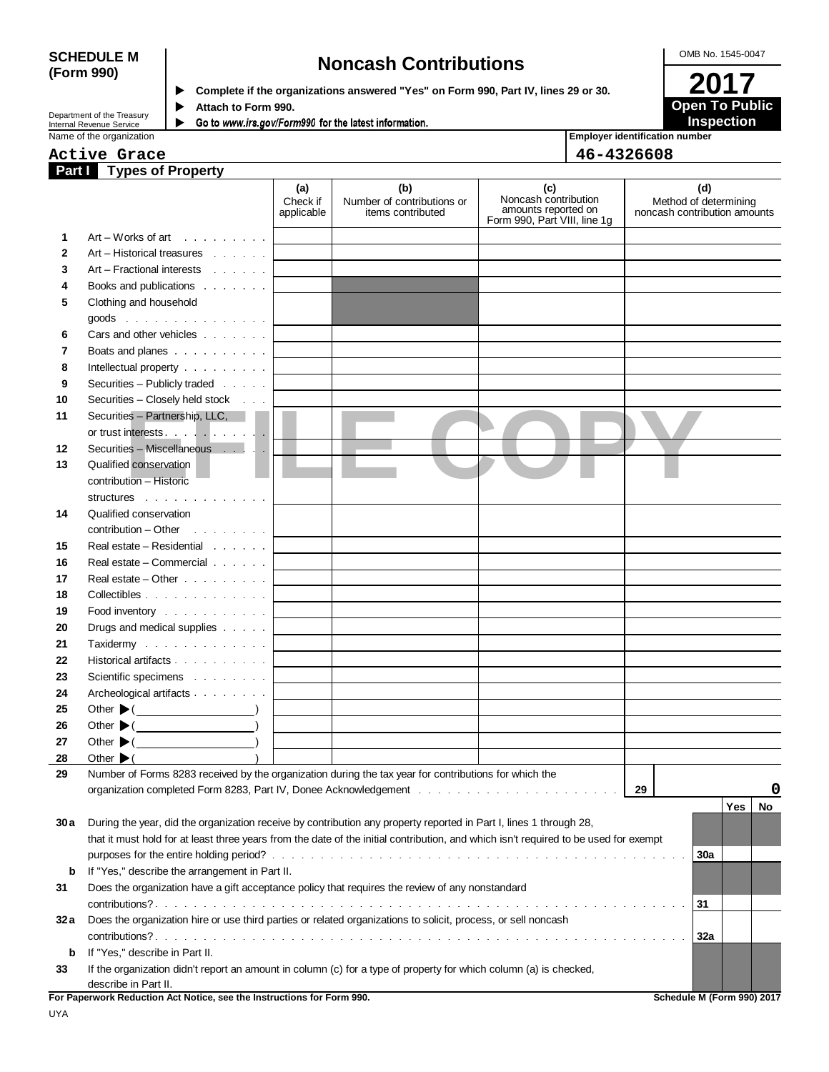**SCHEDULE M (Form 990)**

Department of the Treasury
Internal Revenue Service

# Noncash Contributions

▶ **Complete if the organizations answered "Yes" on Form 990, Part IV, lines 29 or 30.**
▶ **Attach to Form 990.**
▶ **Go to *www.irs.gov/Form990* for the latest information.**

OMB No. 1545-0047

**2017**

**Open To Public Inspection**

| Name of the organization | Employer identification number |
|---|---|
| Active Grace | 46-4326608 |

## Part I Types of Property

| | | (a) Check if applicable | (b) Number of contributions or items contributed | (c) Noncash contribution amounts reported on Form 990, Part VIII, line 1g | (d) Method of determining noncash contribution amounts |
|---|---|---|---|---|---|
| 1 | Art – Works of art | | | | |
| 2 | Art – Historical treasures | | | | |
| 3 | Art – Fractional interests | | | | |
| 4 | Books and publications | | | | |
| 5 | Clothing and household goods | | | | |
| 6 | Cars and other vehicles | | | | |
| 7 | Boats and planes | | | | |
| 8 | Intellectual property | | | | |
| 9 | Securities – Publicly traded | | | | |
| 10 | Securities – Closely held stock | | | | |
| 11 | Securities – Partnership, LLC, or trust interests | | | | |
| 12 | Securities – Miscellaneous | | | | |
| 13 | Qualified conservation contribution – Historic structures | | | | |
| 14 | Qualified conservation contribution – Other | | | | |
| 15 | Real estate – Residential | | | | |
| 16 | Real estate – Commercial | | | | |
| 17 | Real estate – Other | | | | |
| 18 | Collectibles | | | | |
| 19 | Food inventory | | | | |
| 20 | Drugs and medical supplies | | | | |
| 21 | Taxidermy | | | | |
| 22 | Historical artifacts | | | | |
| 23 | Scientific specimens | | | | |
| 24 | Archeological artifacts | | | | |
| 25 | Other ▶ ( ) | | | | |
| 26 | Other ▶ ( ) | | | | |
| 27 | Other ▶ ( ) | | | | |
| 28 | Other ▶ ( ) | | | | |

**29** Number of Forms 8283 received by the organization during the tax year for contributions for which the organization completed Form 8283, Part IV, Donee Acknowledgement . . . **29** 0

| | | | Yes | No |
|---|---|---|---|---|
| 30a | During the year, did the organization receive by contribution any property reported in Part I, lines 1 through 28, that it must hold for at least three years from the date of the initial contribution, and which isn't required to be used for exempt purposes for the entire holding period? | 30a | | |
| b | If "Yes," describe the arrangement in Part II. | | | |
| 31 | Does the organization have a gift acceptance policy that requires the review of any nonstandard contributions? | 31 | | |
| 32a | Does the organization hire or use third parties or related organizations to solicit, process, or sell noncash contributions? | 32a | | |
| b | If "Yes," describe in Part II. | | | |
| 33 | If the organization didn't report an amount in column (c) for a type of property for which column (a) is checked, describe in Part II. | | | |

**For Paperwork Reduction Act Notice, see the Instructions for Form 990.** **Schedule M (Form 990) 2017**

UYA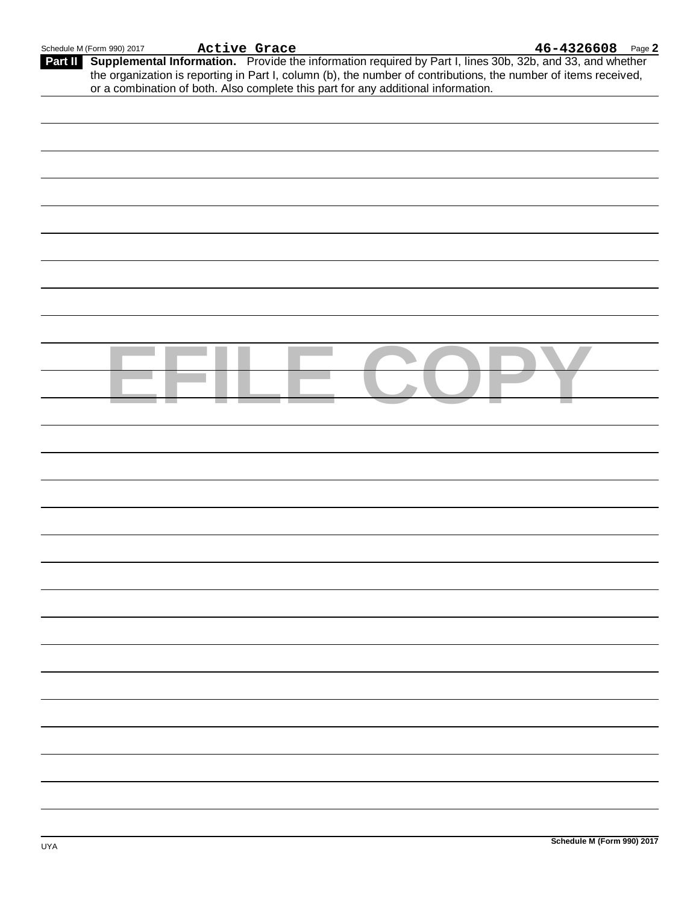Schedule M (Form 990) 2017 **Active Grace** **46-4326608**

**Part II** **Supplemental Information.** Provide the information required by Part I, lines 30b, 32b, and 33, and whether the organization is reporting in Part I, column (b), the number of contributions, the number of items received, or a combination of both. Also complete this part for any additional information.

EFILE COPY

UYA **Schedule M (Form 990) 2017**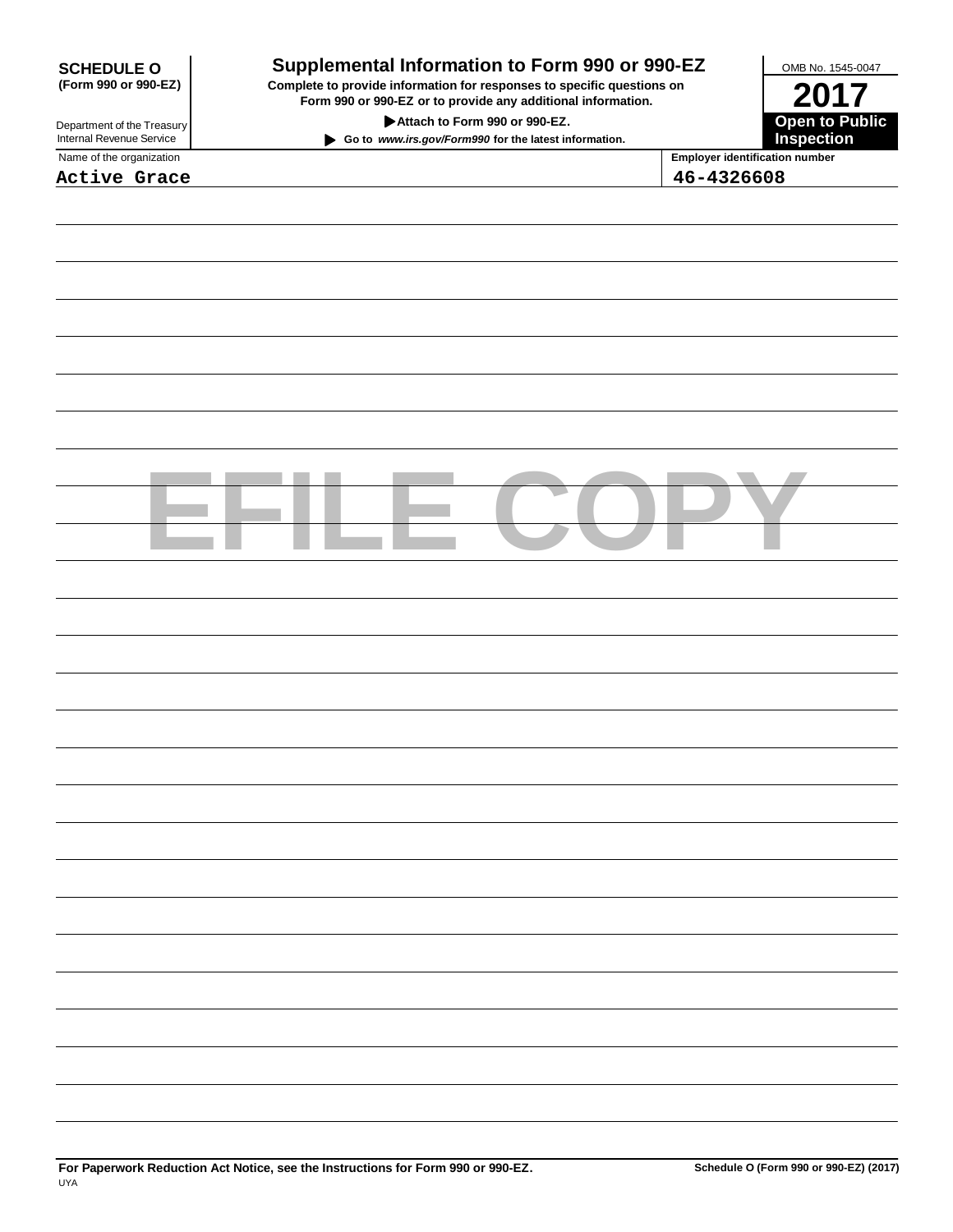**SCHEDULE O**
**(Form 990 or 990-EZ)**

Department of the Treasury
Internal Revenue Service

# Supplemental Information to Form 990 or 990-EZ

**Complete to provide information for responses to specific questions on Form 990 or 990-EZ or to provide any additional information.**

**▶ Attach to Form 990 or 990-EZ.**

**▶ Go to *www.irs.gov/Form990* for the latest information.**

OMB No. 1545-0047

**2017**

**Open to Public Inspection**

| Name of the organization | Employer identification number |
| --- | --- |
| Active Grace | 46-4326608 |

EFILE COPY

**For Paperwork Reduction Act Notice, see the Instructions for Form 990 or 990-EZ.** **Schedule O (Form 990 or 990-EZ) (2017)**

UYA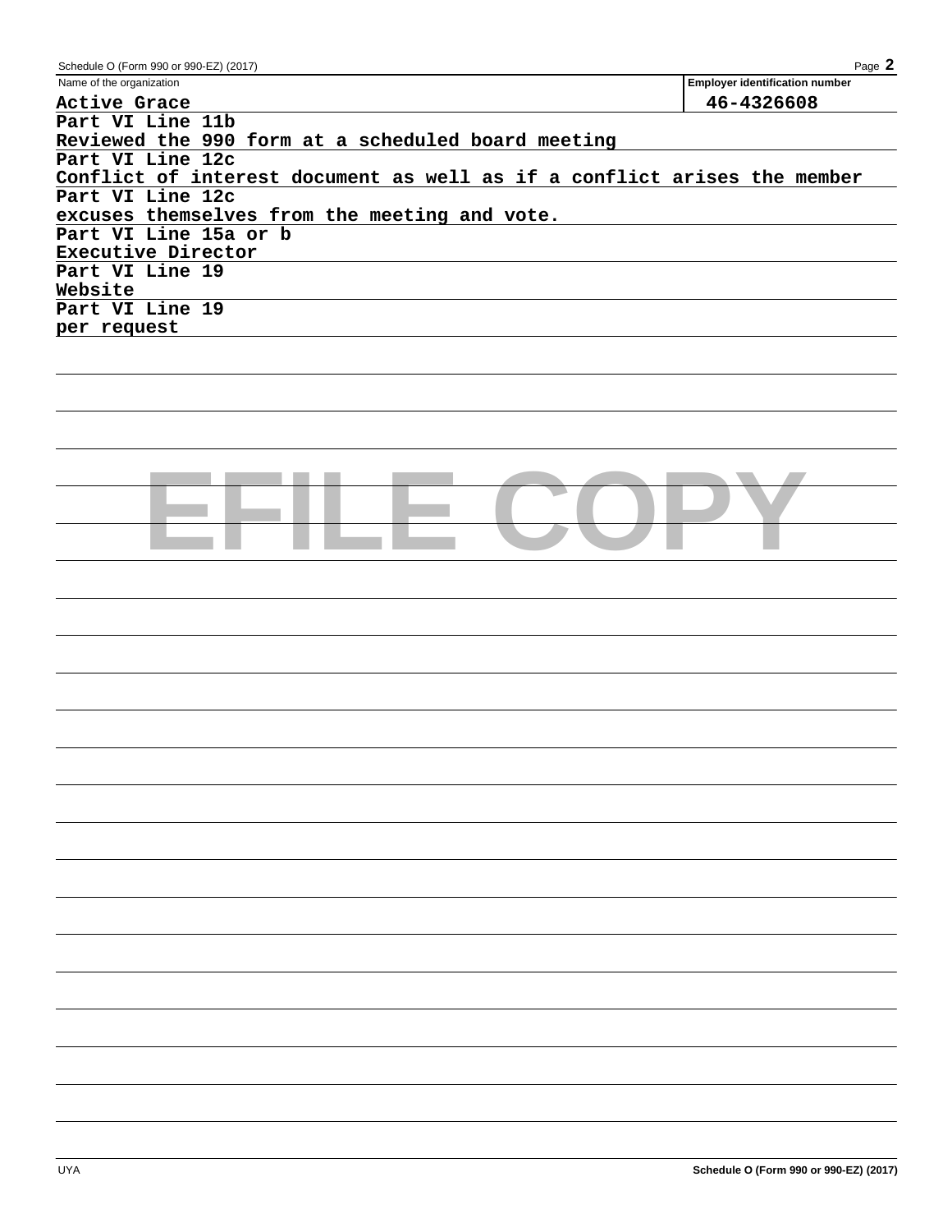Name of the organization: Active Grace

Employer identification number: 46-4326608

Part VI Line 11b
Reviewed the 990 form at a scheduled board meeting

Part VI Line 12c
Conflict of interest document as well as if a conflict arises the member

Part VI Line 12c
excuses themselves from the meeting and vote.

Part VI Line 15a or b
Executive Director

Part VI Line 19
Website

Part VI Line 19
per request

EFILE COPY